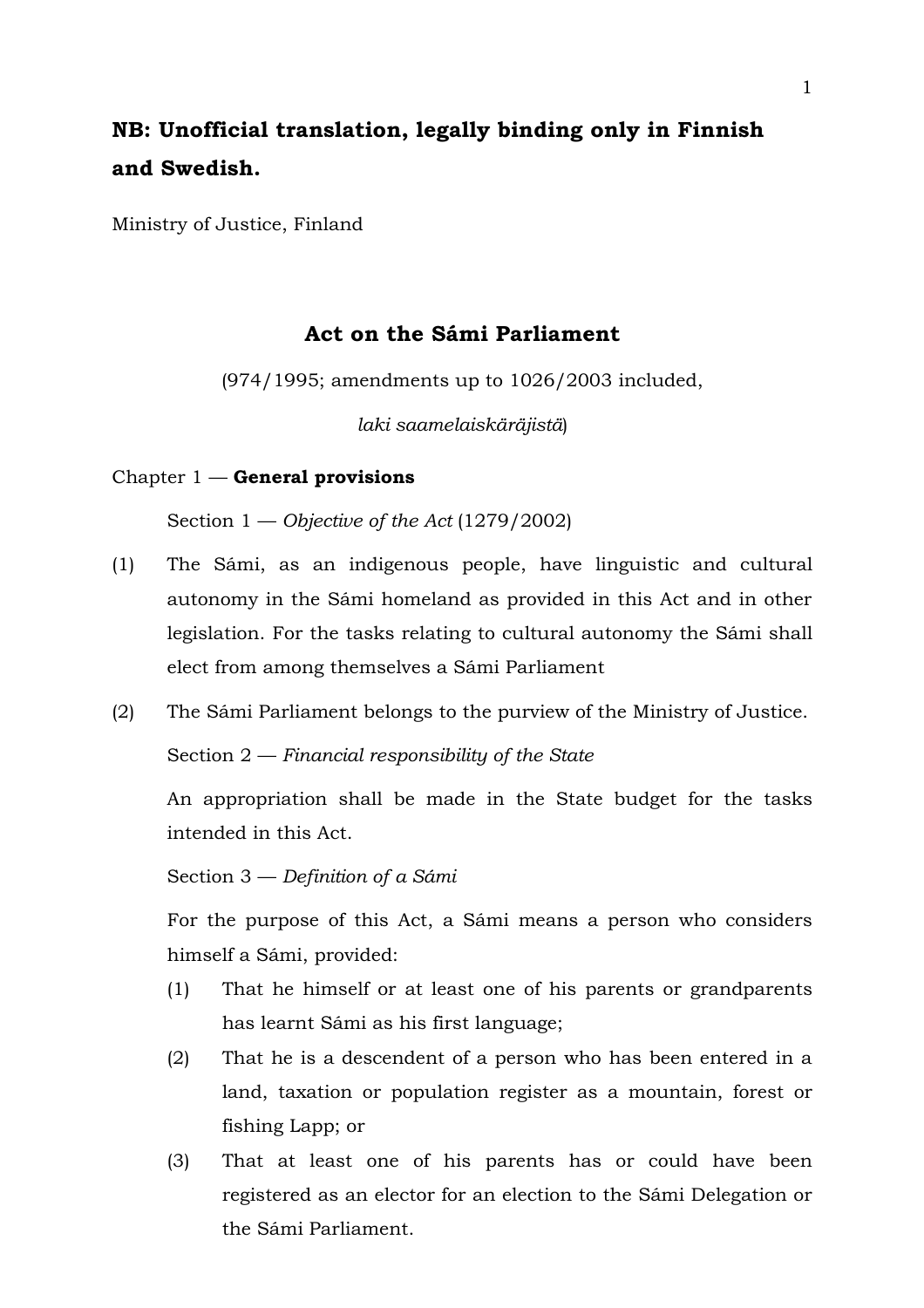**NB: Unofficial translation, legally binding only in Finnish and Swedish.**

Ministry of Justice, Finland

# Act on the Sámi Parliament

(974/1995; amendments up to 1026/2003 included,

*laki saamelaiskäräjistä*)

## Chapter 1 — **General provisions**

### Section 1 — *Objective of the Act* (1279/2002)

(1) The Sámi, as an indigenous people, have linguistic and cultural autonomy in the Sámi homeland as provided in this Act and in other legislation. For the tasks relating to cultural autonomy the Sámi shall elect from among themselves a Sámi Parliament

(2) The Sámi Parliament belongs to the purview of the Ministry of Justice.

### Section 2 — *Financial responsibility of the State*

An appropriation shall be made in the State budget for the tasks intended in this Act.

### Section 3 — *Definition of a Sámi*

For the purpose of this Act, a Sámi means a person who considers himself a Sámi, provided:

(1) That he himself or at least one of his parents or grandparents has learnt Sámi as his first language;

(2) That he is a descendent of a person who has been entered in a land, taxation or population register as a mountain, forest or fishing Lapp; or

(3) That at least one of his parents has or could have been registered as an elector for an election to the Sámi Delegation or the Sámi Parliament.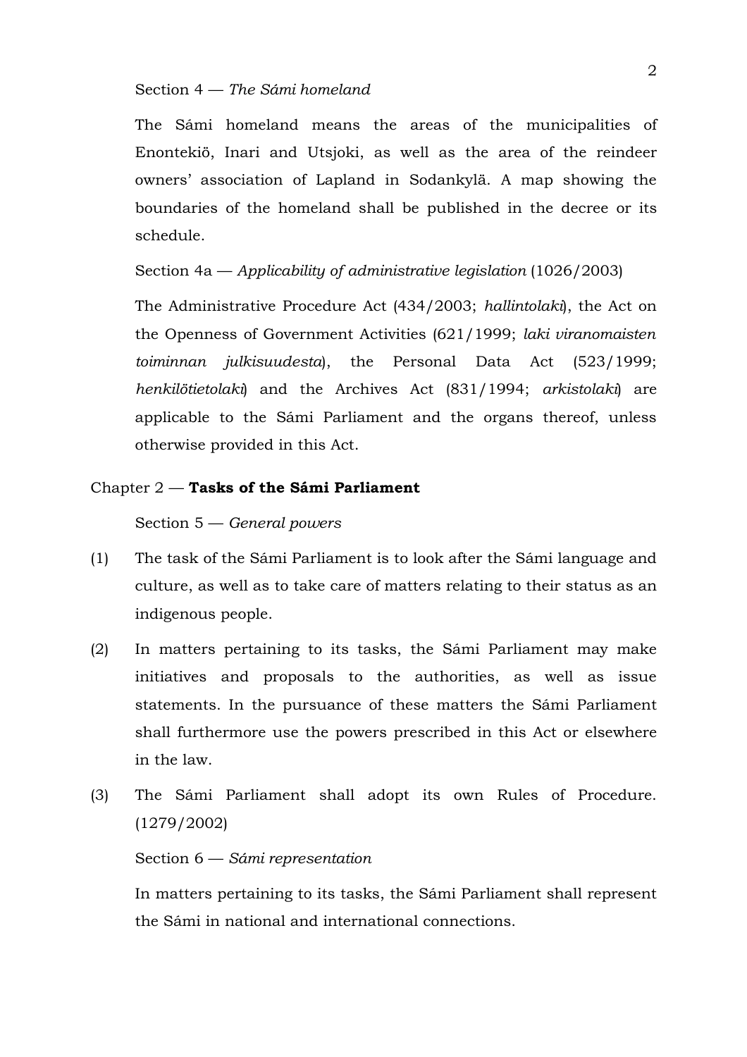Section 4 — *The Sámi homeland*

The Sámi homeland means the areas of the municipalities of Enontekiö, Inari and Utsjoki, as well as the area of the reindeer owners' association of Lapland in Sodankylä. A map showing the boundaries of the homeland shall be published in the decree or its schedule.

Section 4a — *Applicability of administrative legislation* (1026/2003)

The Administrative Procedure Act (434/2003; *hallintolaki*), the Act on the Openness of Government Activities (621/1999; *laki viranomaisten toiminnan julkisuudesta*), the Personal Data Act (523/1999; *henkilötietolaki*) and the Archives Act (831/1994; *arkistolaki*) are applicable to the Sámi Parliament and the organs thereof, unless otherwise provided in this Act.

## Chapter 2 — **Tasks of the Sámi Parliament**

Section 5 — *General powers*

(1) The task of the Sámi Parliament is to look after the Sámi language and culture, as well as to take care of matters relating to their status as an indigenous people.

(2) In matters pertaining to its tasks, the Sámi Parliament may make initiatives and proposals to the authorities, as well as issue statements. In the pursuance of these matters the Sámi Parliament shall furthermore use the powers prescribed in this Act or elsewhere in the law.

(3) The Sámi Parliament shall adopt its own Rules of Procedure. (1279/2002)

Section 6 — *Sámi representation*

In matters pertaining to its tasks, the Sámi Parliament shall represent the Sámi in national and international connections.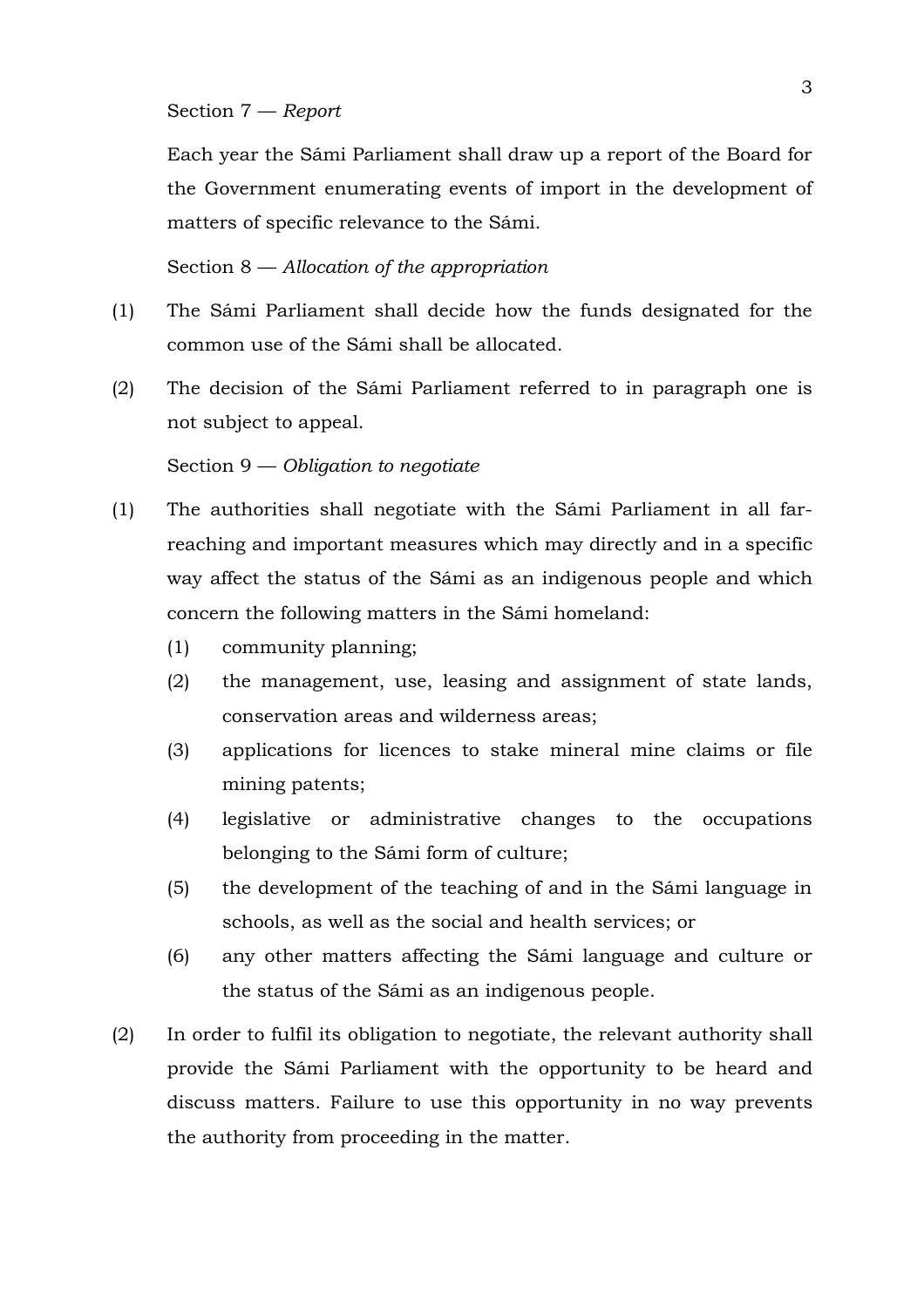Section 7 — *Report*

Each year the Sámi Parliament shall draw up a report of the Board for the Government enumerating events of import in the development of matters of specific relevance to the Sámi.

Section 8 — *Allocation of the appropriation*

(1) The Sámi Parliament shall decide how the funds designated for the common use of the Sámi shall be allocated.

(2) The decision of the Sámi Parliament referred to in paragraph one is not subject to appeal.

Section 9 — *Obligation to negotiate*

(1) The authorities shall negotiate with the Sámi Parliament in all far-reaching and important measures which may directly and in a specific way affect the status of the Sámi as an indigenous people and which concern the following matters in the Sámi homeland:

   (1) community planning;

   (2) the management, use, leasing and assignment of state lands, conservation areas and wilderness areas;

   (3) applications for licences to stake mineral mine claims or file mining patents;

   (4) legislative or administrative changes to the occupations belonging to the Sámi form of culture;

   (5) the development of the teaching of and in the Sámi language in schools, as well as the social and health services; or

   (6) any other matters affecting the Sámi language and culture or the status of the Sámi as an indigenous people.

(2) In order to fulfil its obligation to negotiate, the relevant authority shall provide the Sámi Parliament with the opportunity to be heard and discuss matters. Failure to use this opportunity in no way prevents the authority from proceeding in the matter.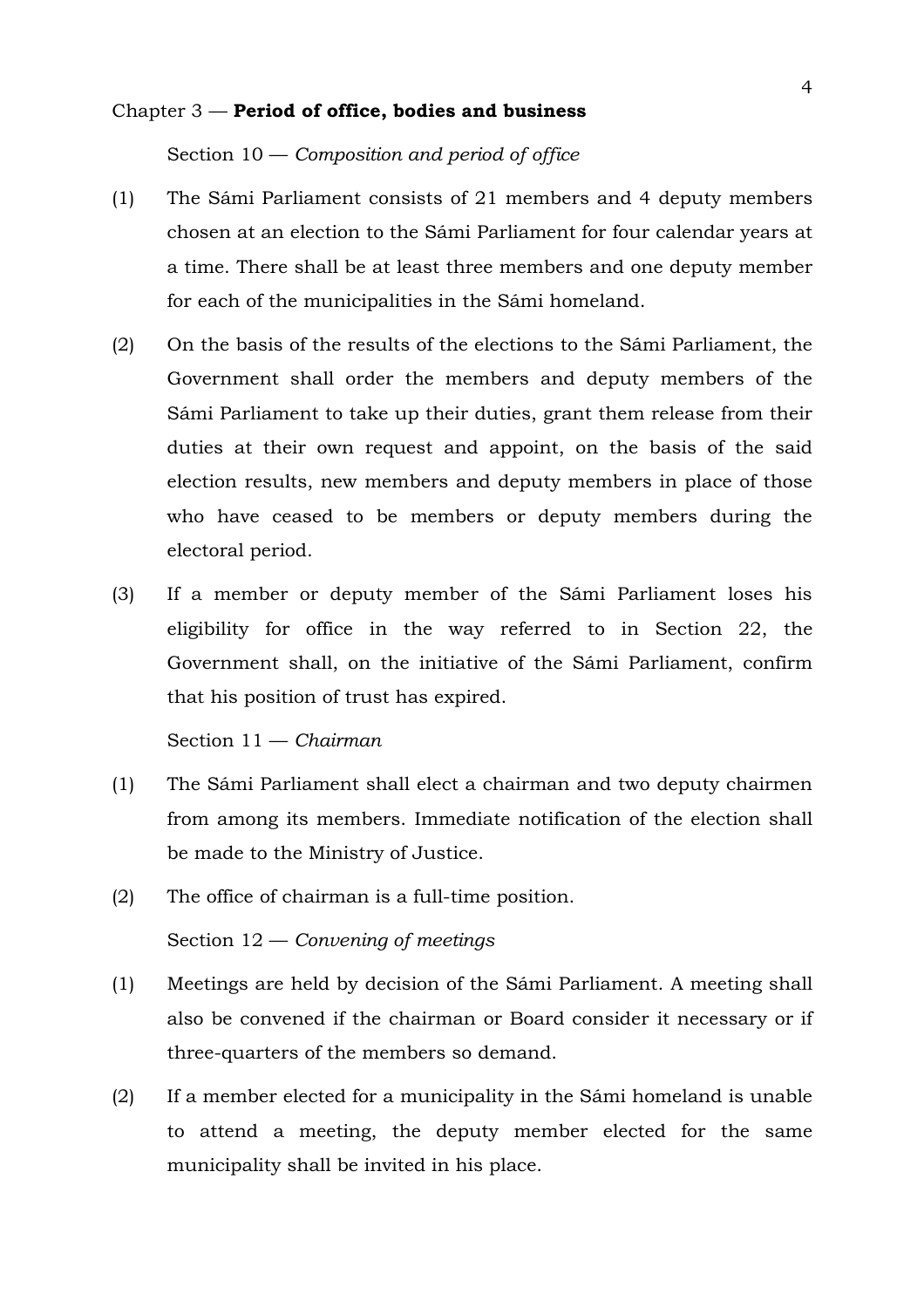## Chapter 3 — **Period of office, bodies and business**

Section 10 — *Composition and period of office*

(1) The Sámi Parliament consists of 21 members and 4 deputy members chosen at an election to the Sámi Parliament for four calendar years at a time. There shall be at least three members and one deputy member for each of the municipalities in the Sámi homeland.

(2) On the basis of the results of the elections to the Sámi Parliament, the Government shall order the members and deputy members of the Sámi Parliament to take up their duties, grant them release from their duties at their own request and appoint, on the basis of the said election results, new members and deputy members in place of those who have ceased to be members or deputy members during the electoral period.

(3) If a member or deputy member of the Sámi Parliament loses his eligibility for office in the way referred to in Section 22, the Government shall, on the initiative of the Sámi Parliament, confirm that his position of trust has expired.

Section 11 — *Chairman*

(1) The Sámi Parliament shall elect a chairman and two deputy chairmen from among its members. Immediate notification of the election shall be made to the Ministry of Justice.

(2) The office of chairman is a full-time position.

Section 12 — *Convening of meetings*

(1) Meetings are held by decision of the Sámi Parliament. A meeting shall also be convened if the chairman or Board consider it necessary or if three-quarters of the members so demand.

(2) If a member elected for a municipality in the Sámi homeland is unable to attend a meeting, the deputy member elected for the same municipality shall be invited in his place.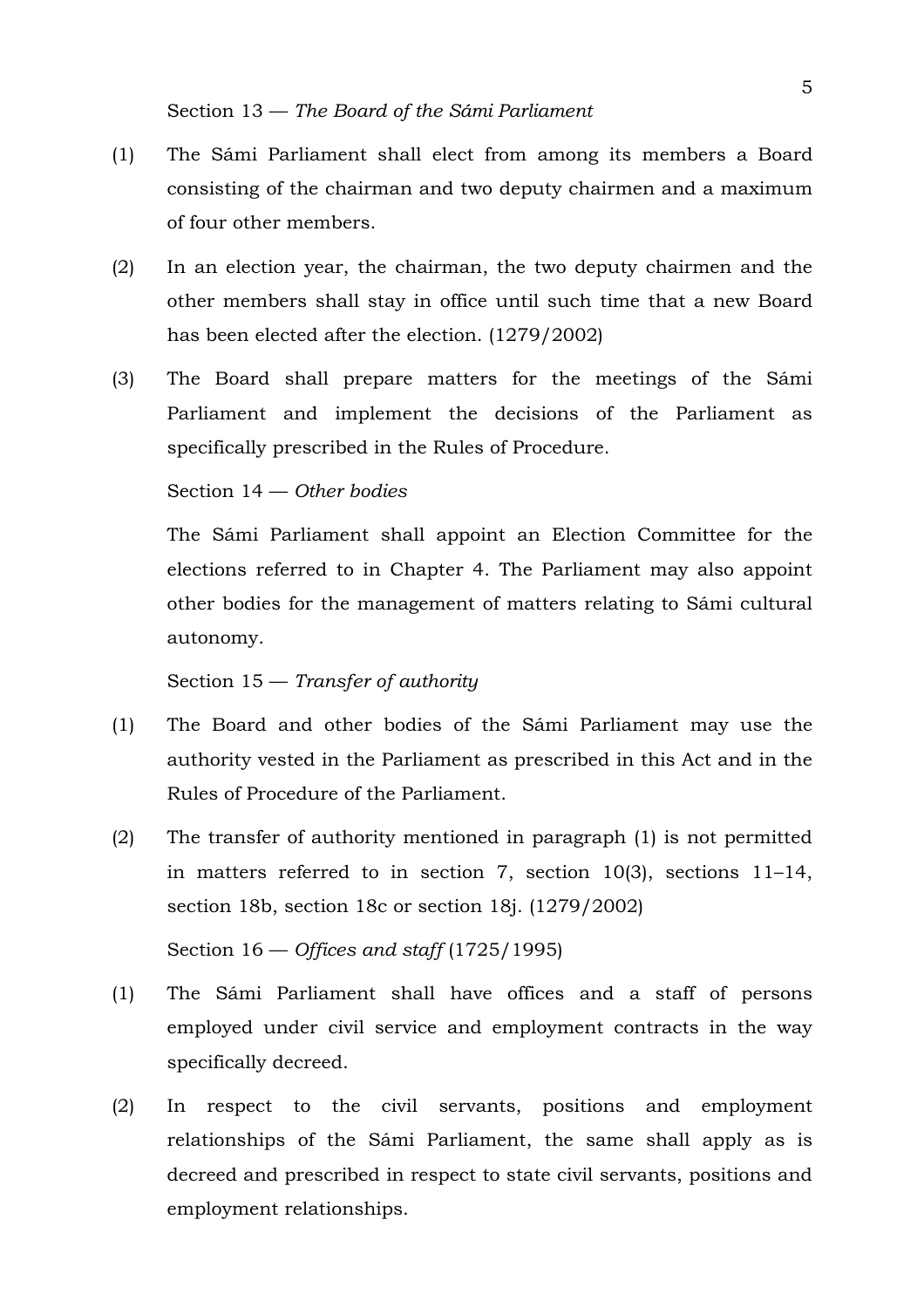Section 13 — *The Board of the Sámi Parliament*

(1) The Sámi Parliament shall elect from among its members a Board consisting of the chairman and two deputy chairmen and a maximum of four other members.

(2) In an election year, the chairman, the two deputy chairmen and the other members shall stay in office until such time that a new Board has been elected after the election. (1279/2002)

(3) The Board shall prepare matters for the meetings of the Sámi Parliament and implement the decisions of the Parliament as specifically prescribed in the Rules of Procedure.

Section 14 — *Other bodies*

The Sámi Parliament shall appoint an Election Committee for the elections referred to in Chapter 4. The Parliament may also appoint other bodies for the management of matters relating to Sámi cultural autonomy.

Section 15 — *Transfer of authority*

(1) The Board and other bodies of the Sámi Parliament may use the authority vested in the Parliament as prescribed in this Act and in the Rules of Procedure of the Parliament.

(2) The transfer of authority mentioned in paragraph (1) is not permitted in matters referred to in section 7, section 10(3), sections 11–14, section 18b, section 18c or section 18j. (1279/2002)

Section 16 — *Offices and staff* (1725/1995)

(1) The Sámi Parliament shall have offices and a staff of persons employed under civil service and employment contracts in the way specifically decreed.

(2) In respect to the civil servants, positions and employment relationships of the Sámi Parliament, the same shall apply as is decreed and prescribed in respect to state civil servants, positions and employment relationships.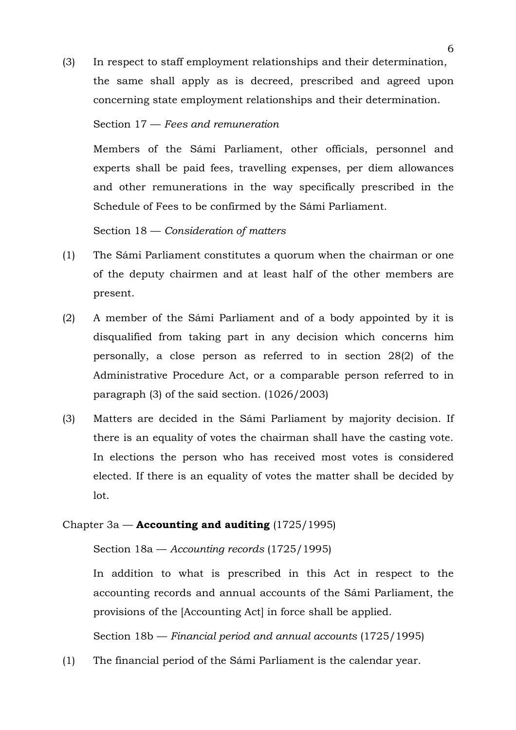(3) In respect to staff employment relationships and their determination, the same shall apply as is decreed, prescribed and agreed upon concerning state employment relationships and their determination.

Section 17 — *Fees and remuneration*

Members of the Sámi Parliament, other officials, personnel and experts shall be paid fees, travelling expenses, per diem allowances and other remunerations in the way specifically prescribed in the Schedule of Fees to be confirmed by the Sámi Parliament.

Section 18 — *Consideration of matters*

(1) The Sámi Parliament constitutes a quorum when the chairman or one of the deputy chairmen and at least half of the other members are present.

(2) A member of the Sámi Parliament and of a body appointed by it is disqualified from taking part in any decision which concerns him personally, a close person as referred to in section 28(2) of the Administrative Procedure Act, or a comparable person referred to in paragraph (3) of the said section. (1026/2003)

(3) Matters are decided in the Sámi Parliament by majority decision. If there is an equality of votes the chairman shall have the casting vote. In elections the person who has received most votes is considered elected. If there is an equality of votes the matter shall be decided by lot.

## Chapter 3a — **Accounting and auditing** (1725/1995)

Section 18a — *Accounting records* (1725/1995)

In addition to what is prescribed in this Act in respect to the accounting records and annual accounts of the Sámi Parliament, the provisions of the [Accounting Act] in force shall be applied.

Section 18b — *Financial period and annual accounts* (1725/1995)

(1) The financial period of the Sámi Parliament is the calendar year.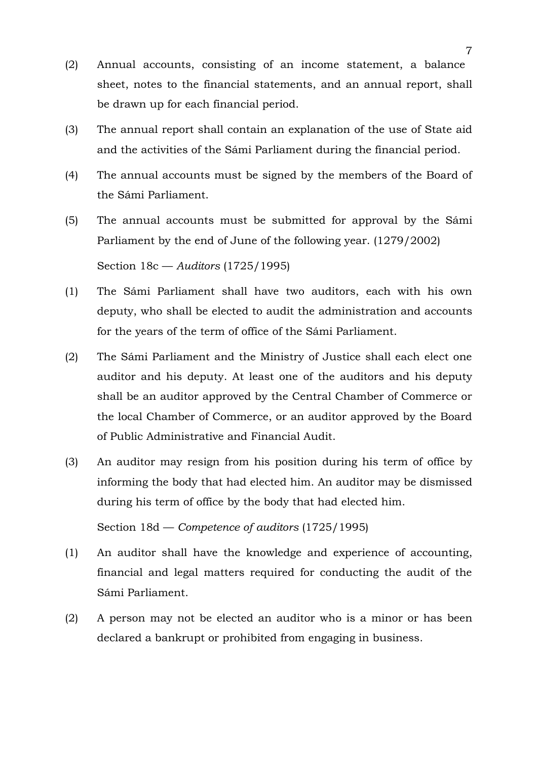(2) Annual accounts, consisting of an income statement, a balance sheet, notes to the financial statements, and an annual report, shall be drawn up for each financial period.

(3) The annual report shall contain an explanation of the use of State aid and the activities of the Sámi Parliament during the financial period.

(4) The annual accounts must be signed by the members of the Board of the Sámi Parliament.

(5) The annual accounts must be submitted for approval by the Sámi Parliament by the end of June of the following year. (1279/2002)

Section 18c — *Auditors* (1725/1995)

(1) The Sámi Parliament shall have two auditors, each with his own deputy, who shall be elected to audit the administration and accounts for the years of the term of office of the Sámi Parliament.

(2) The Sámi Parliament and the Ministry of Justice shall each elect one auditor and his deputy. At least one of the auditors and his deputy shall be an auditor approved by the Central Chamber of Commerce or the local Chamber of Commerce, or an auditor approved by the Board of Public Administrative and Financial Audit.

(3) An auditor may resign from his position during his term of office by informing the body that had elected him. An auditor may be dismissed during his term of office by the body that had elected him.

Section 18d — *Competence of auditors* (1725/1995)

(1) An auditor shall have the knowledge and experience of accounting, financial and legal matters required for conducting the audit of the Sámi Parliament.

(2) A person may not be elected an auditor who is a minor or has been declared a bankrupt or prohibited from engaging in business.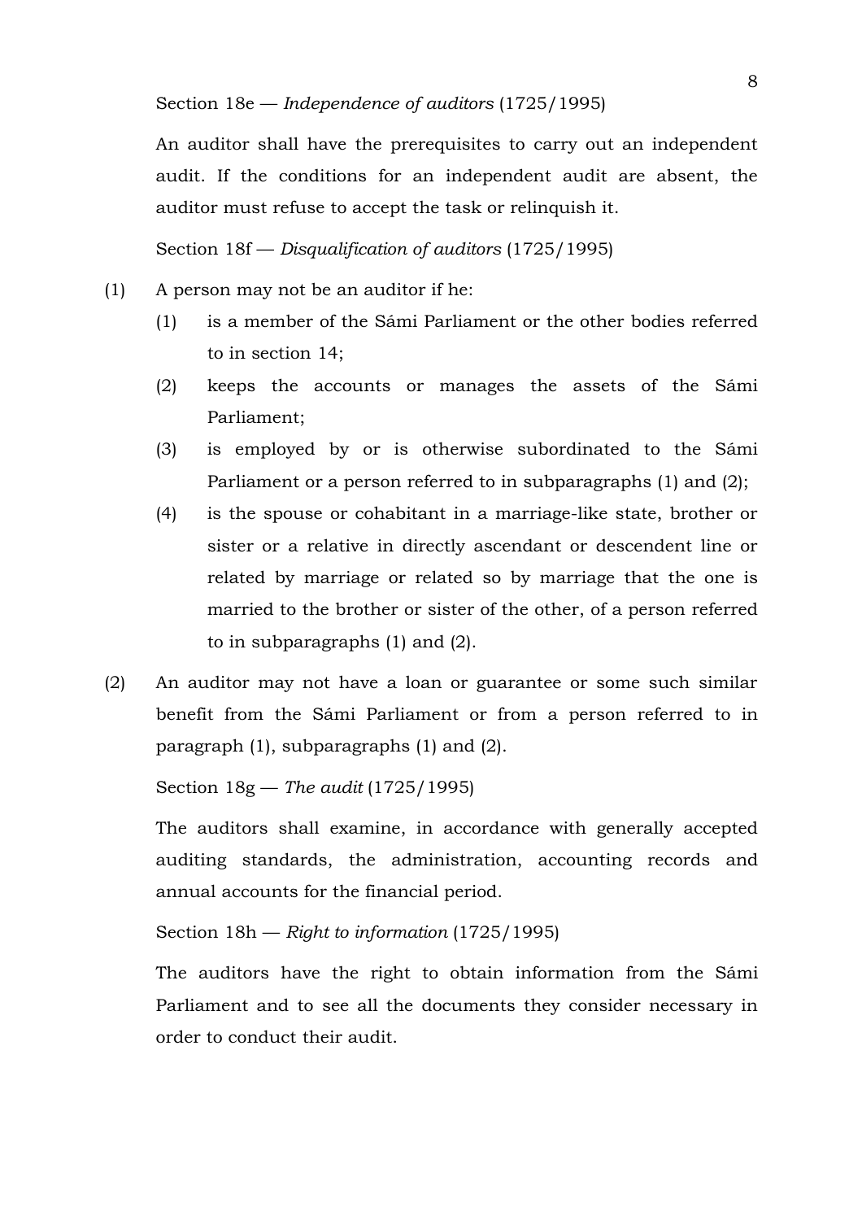Section 18e — *Independence of auditors* (1725/1995)

An auditor shall have the prerequisites to carry out an independent audit. If the conditions for an independent audit are absent, the auditor must refuse to accept the task or relinquish it.

Section 18f — *Disqualification of auditors* (1725/1995)

(1) A person may not be an auditor if he:

  (1) is a member of the Sámi Parliament or the other bodies referred to in section 14;

  (2) keeps the accounts or manages the assets of the Sámi Parliament;

  (3) is employed by or is otherwise subordinated to the Sámi Parliament or a person referred to in subparagraphs (1) and (2);

  (4) is the spouse or cohabitant in a marriage-like state, brother or sister or a relative in directly ascendant or descendent line or related by marriage or related so by marriage that the one is married to the brother or sister of the other, of a person referred to in subparagraphs (1) and (2).

(2) An auditor may not have a loan or guarantee or some such similar benefit from the Sámi Parliament or from a person referred to in paragraph (1), subparagraphs (1) and (2).

Section 18g — *The audit* (1725/1995)

The auditors shall examine, in accordance with generally accepted auditing standards, the administration, accounting records and annual accounts for the financial period.

Section 18h — *Right to information* (1725/1995)

The auditors have the right to obtain information from the Sámi Parliament and to see all the documents they consider necessary in order to conduct their audit.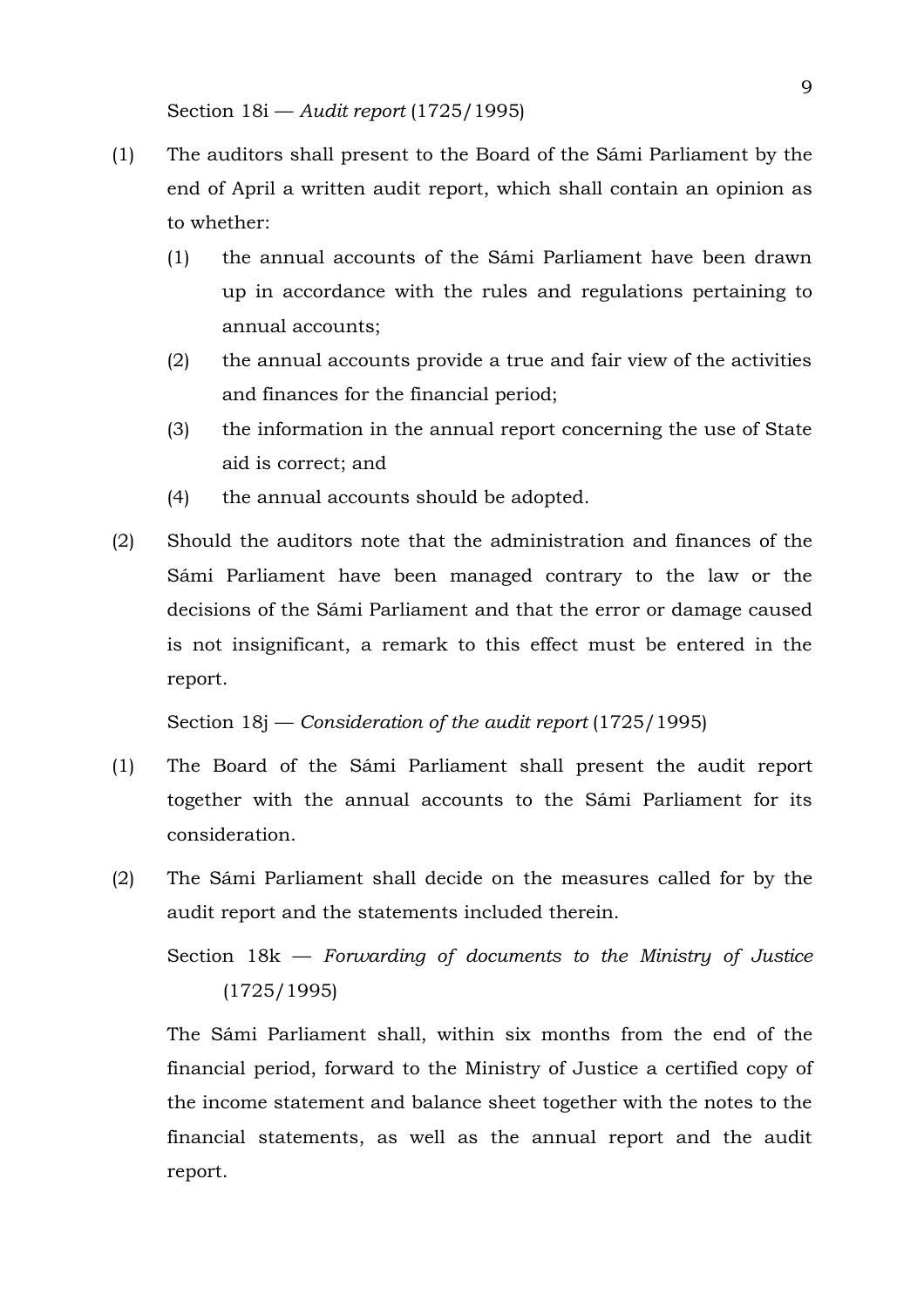Section 18i — *Audit report* (1725/1995)

(1) The auditors shall present to the Board of the Sámi Parliament by the end of April a written audit report, which shall contain an opinion as to whether:

  (1) the annual accounts of the Sámi Parliament have been drawn up in accordance with the rules and regulations pertaining to annual accounts;

  (2) the annual accounts provide a true and fair view of the activities and finances for the financial period;

  (3) the information in the annual report concerning the use of State aid is correct; and

  (4) the annual accounts should be adopted.

(2) Should the auditors note that the administration and finances of the Sámi Parliament have been managed contrary to the law or the decisions of the Sámi Parliament and that the error or damage caused is not insignificant, a remark to this effect must be entered in the report.

Section 18j — *Consideration of the audit report* (1725/1995)

(1) The Board of the Sámi Parliament shall present the audit report together with the annual accounts to the Sámi Parliament for its consideration.

(2) The Sámi Parliament shall decide on the measures called for by the audit report and the statements included therein.

Section 18k — *Forwarding of documents to the Ministry of Justice* (1725/1995)

The Sámi Parliament shall, within six months from the end of the financial period, forward to the Ministry of Justice a certified copy of the income statement and balance sheet together with the notes to the financial statements, as well as the annual report and the audit report.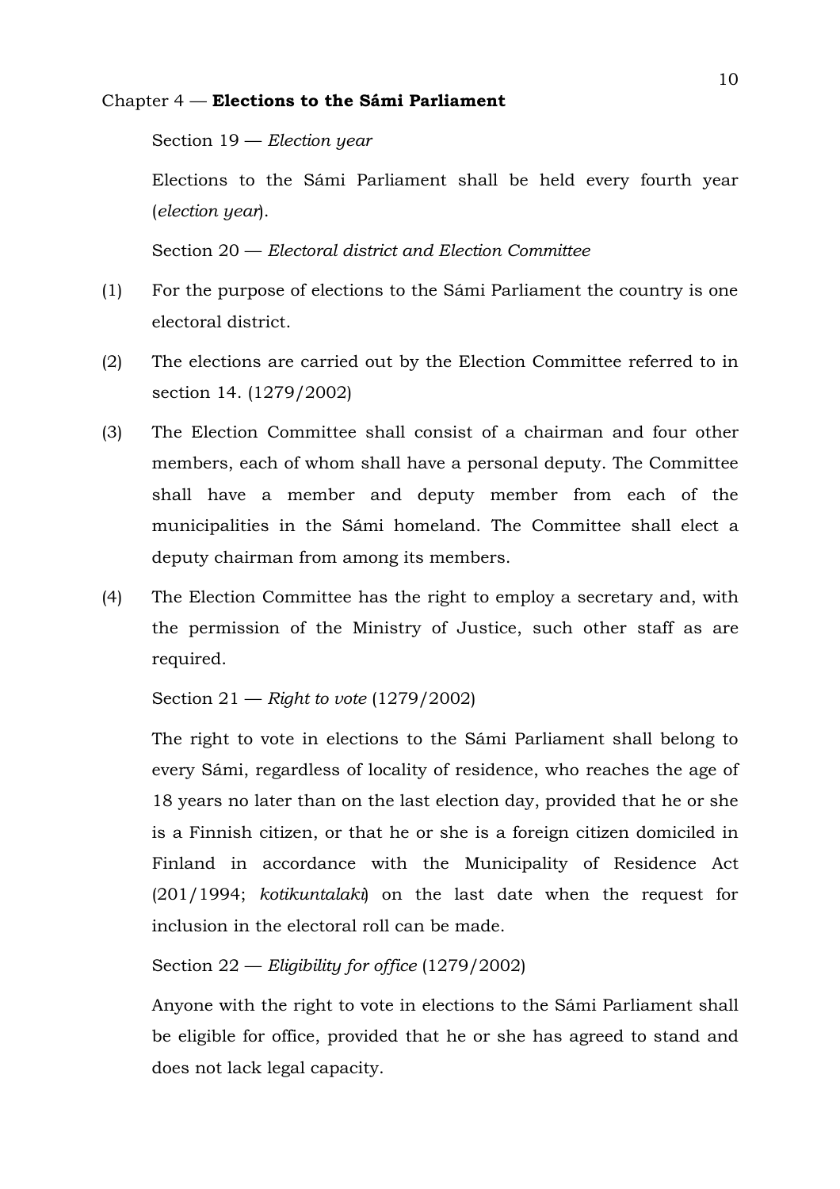## Chapter 4 — **Elections to the Sámi Parliament**

### Section 19 — *Election year*

Elections to the Sámi Parliament shall be held every fourth year (*election year*).

### Section 20 — *Electoral district and Election Committee*

(1) For the purpose of elections to the Sámi Parliament the country is one electoral district.

(2) The elections are carried out by the Election Committee referred to in section 14. (1279/2002)

(3) The Election Committee shall consist of a chairman and four other members, each of whom shall have a personal deputy. The Committee shall have a member and deputy member from each of the municipalities in the Sámi homeland. The Committee shall elect a deputy chairman from among its members.

(4) The Election Committee has the right to employ a secretary and, with the permission of the Ministry of Justice, such other staff as are required.

### Section 21 — *Right to vote* (1279/2002)

The right to vote in elections to the Sámi Parliament shall belong to every Sámi, regardless of locality of residence, who reaches the age of 18 years no later than on the last election day, provided that he or she is a Finnish citizen, or that he or she is a foreign citizen domiciled in Finland in accordance with the Municipality of Residence Act (201/1994; *kotikuntalaki*) on the last date when the request for inclusion in the electoral roll can be made.

### Section 22 — *Eligibility for office* (1279/2002)

Anyone with the right to vote in elections to the Sámi Parliament shall be eligible for office, provided that he or she has agreed to stand and does not lack legal capacity.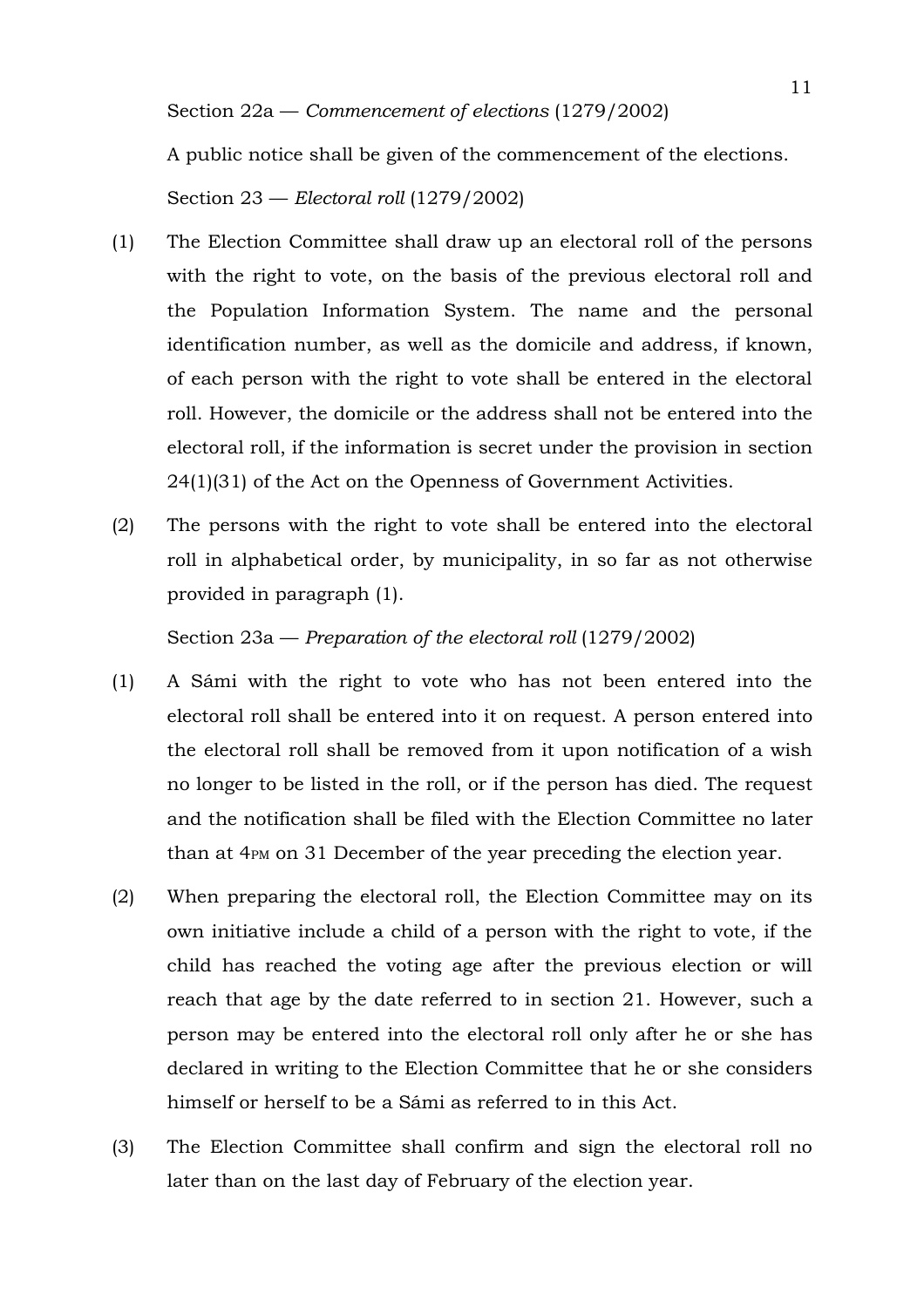Section 22a — *Commencement of elections* (1279/2002)

A public notice shall be given of the commencement of the elections.

Section 23 — *Electoral roll* (1279/2002)

(1) The Election Committee shall draw up an electoral roll of the persons with the right to vote, on the basis of the previous electoral roll and the Population Information System. The name and the personal identification number, as well as the domicile and address, if known, of each person with the right to vote shall be entered in the electoral roll. However, the domicile or the address shall not be entered into the electoral roll, if the information is secret under the provision in section 24(1)(31) of the Act on the Openness of Government Activities.

(2) The persons with the right to vote shall be entered into the electoral roll in alphabetical order, by municipality, in so far as not otherwise provided in paragraph (1).

Section 23a — *Preparation of the electoral roll* (1279/2002)

(1) A Sámi with the right to vote who has not been entered into the electoral roll shall be entered into it on request. A person entered into the electoral roll shall be removed from it upon notification of a wish no longer to be listed in the roll, or if the person has died. The request and the notification shall be filed with the Election Committee no later than at 4PM on 31 December of the year preceding the election year.

(2) When preparing the electoral roll, the Election Committee may on its own initiative include a child of a person with the right to vote, if the child has reached the voting age after the previous election or will reach that age by the date referred to in section 21. However, such a person may be entered into the electoral roll only after he or she has declared in writing to the Election Committee that he or she considers himself or herself to be a Sámi as referred to in this Act.

(3) The Election Committee shall confirm and sign the electoral roll no later than on the last day of February of the election year.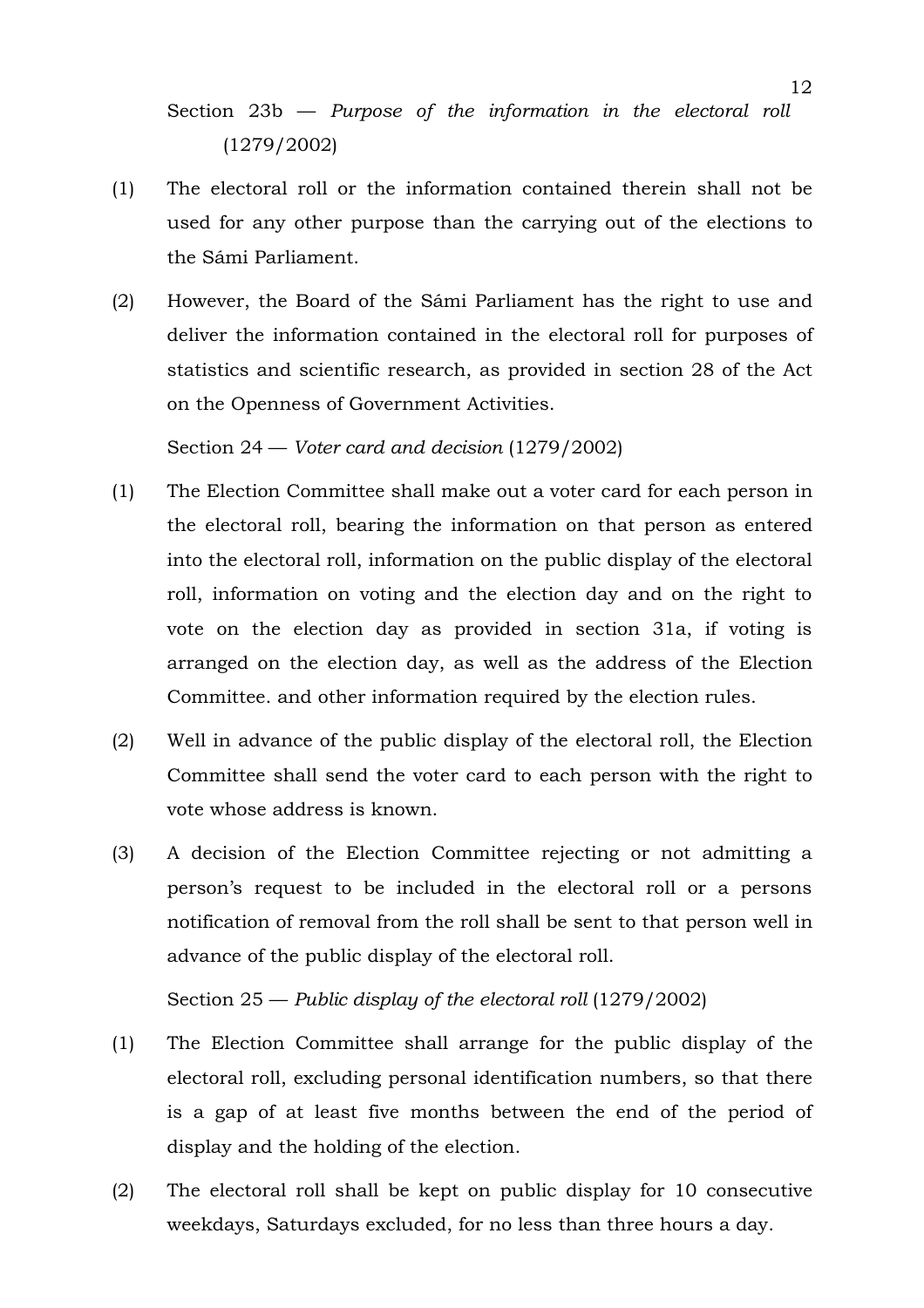Section 23b — *Purpose of the information in the electoral roll* (1279/2002)

(1) The electoral roll or the information contained therein shall not be used for any other purpose than the carrying out of the elections to the Sámi Parliament.

(2) However, the Board of the Sámi Parliament has the right to use and deliver the information contained in the electoral roll for purposes of statistics and scientific research, as provided in section 28 of the Act on the Openness of Government Activities.

Section 24 — *Voter card and decision* (1279/2002)

(1) The Election Committee shall make out a voter card for each person in the electoral roll, bearing the information on that person as entered into the electoral roll, information on the public display of the electoral roll, information on voting and the election day and on the right to vote on the election day as provided in section 31a, if voting is arranged on the election day, as well as the address of the Election Committee. and other information required by the election rules.

(2) Well in advance of the public display of the electoral roll, the Election Committee shall send the voter card to each person with the right to vote whose address is known.

(3) A decision of the Election Committee rejecting or not admitting a person's request to be included in the electoral roll or a persons notification of removal from the roll shall be sent to that person well in advance of the public display of the electoral roll.

Section 25 — *Public display of the electoral roll* (1279/2002)

(1) The Election Committee shall arrange for the public display of the electoral roll, excluding personal identification numbers, so that there is a gap of at least five months between the end of the period of display and the holding of the election.

(2) The electoral roll shall be kept on public display for 10 consecutive weekdays, Saturdays excluded, for no less than three hours a day.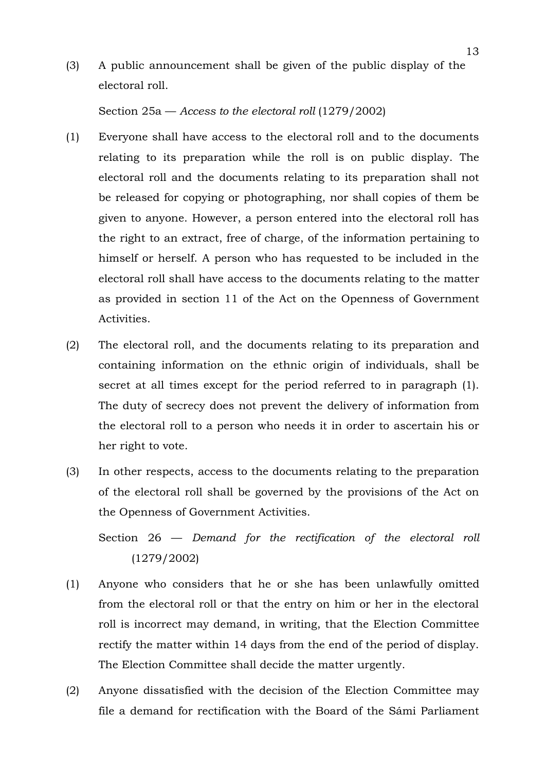(3) A public announcement shall be given of the public display of the electoral roll.

Section 25a — *Access to the electoral roll* (1279/2002)

(1) Everyone shall have access to the electoral roll and to the documents relating to its preparation while the roll is on public display. The electoral roll and the documents relating to its preparation shall not be released for copying or photographing, nor shall copies of them be given to anyone. However, a person entered into the electoral roll has the right to an extract, free of charge, of the information pertaining to himself or herself. A person who has requested to be included in the electoral roll shall have access to the documents relating to the matter as provided in section 11 of the Act on the Openness of Government Activities.

(2) The electoral roll, and the documents relating to its preparation and containing information on the ethnic origin of individuals, shall be secret at all times except for the period referred to in paragraph (1). The duty of secrecy does not prevent the delivery of information from the electoral roll to a person who needs it in order to ascertain his or her right to vote.

(3) In other respects, access to the documents relating to the preparation of the electoral roll shall be governed by the provisions of the Act on the Openness of Government Activities.

Section 26 — *Demand for the rectification of the electoral roll* (1279/2002)

(1) Anyone who considers that he or she has been unlawfully omitted from the electoral roll or that the entry on him or her in the electoral roll is incorrect may demand, in writing, that the Election Committee rectify the matter within 14 days from the end of the period of display. The Election Committee shall decide the matter urgently.

(2) Anyone dissatisfied with the decision of the Election Committee may file a demand for rectification with the Board of the Sámi Parliament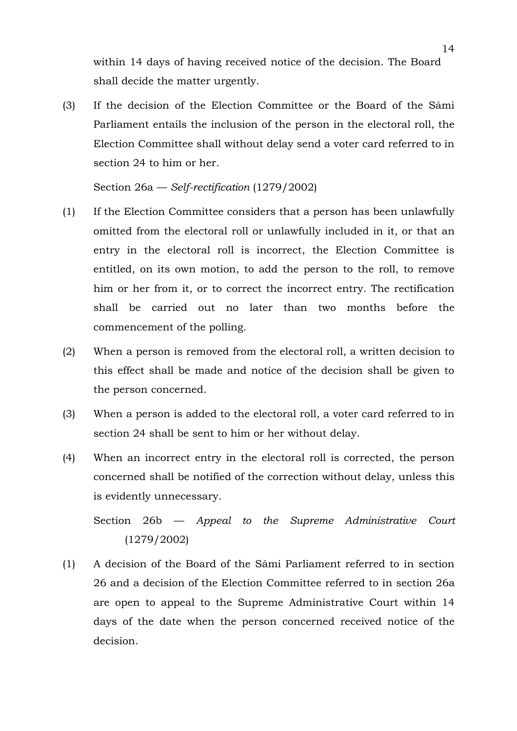within 14 days of having received notice of the decision. The Board shall decide the matter urgently.

(3) If the decision of the Election Committee or the Board of the Sámi Parliament entails the inclusion of the person in the electoral roll, the Election Committee shall without delay send a voter card referred to in section 24 to him or her.

Section 26a — *Self-rectification* (1279/2002)

(1) If the Election Committee considers that a person has been unlawfully omitted from the electoral roll or unlawfully included in it, or that an entry in the electoral roll is incorrect, the Election Committee is entitled, on its own motion, to add the person to the roll, to remove him or her from it, or to correct the incorrect entry. The rectification shall be carried out no later than two months before the commencement of the polling.

(2) When a person is removed from the electoral roll, a written decision to this effect shall be made and notice of the decision shall be given to the person concerned.

(3) When a person is added to the electoral roll, a voter card referred to in section 24 shall be sent to him or her without delay.

(4) When an incorrect entry in the electoral roll is corrected, the person concerned shall be notified of the correction without delay, unless this is evidently unnecessary.

Section 26b — *Appeal to the Supreme Administrative Court* (1279/2002)

(1) A decision of the Board of the Sámi Parliament referred to in section 26 and a decision of the Election Committee referred to in section 26a are open to appeal to the Supreme Administrative Court within 14 days of the date when the person concerned received notice of the decision.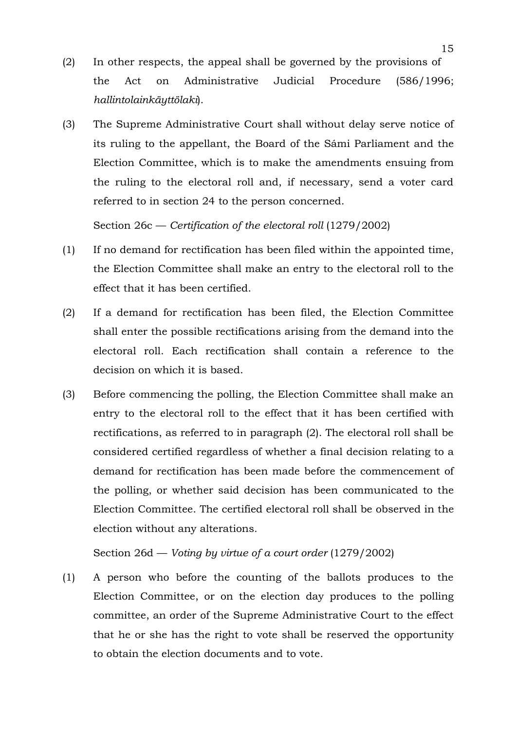(2) In other respects, the appeal shall be governed by the provisions of the Act on Administrative Judicial Procedure (586/1996; *hallintolainkäyttölaki*).

(3) The Supreme Administrative Court shall without delay serve notice of its ruling to the appellant, the Board of the Sámi Parliament and the Election Committee, which is to make the amendments ensuing from the ruling to the electoral roll and, if necessary, send a voter card referred to in section 24 to the person concerned.

Section 26c — *Certification of the electoral roll* (1279/2002)

(1) If no demand for rectification has been filed within the appointed time, the Election Committee shall make an entry to the electoral roll to the effect that it has been certified.

(2) If a demand for rectification has been filed, the Election Committee shall enter the possible rectifications arising from the demand into the electoral roll. Each rectification shall contain a reference to the decision on which it is based.

(3) Before commencing the polling, the Election Committee shall make an entry to the electoral roll to the effect that it has been certified with rectifications, as referred to in paragraph (2). The electoral roll shall be considered certified regardless of whether a final decision relating to a demand for rectification has been made before the commencement of the polling, or whether said decision has been communicated to the Election Committee. The certified electoral roll shall be observed in the election without any alterations.

Section 26d — *Voting by virtue of a court order* (1279/2002)

(1) A person who before the counting of the ballots produces to the Election Committee, or on the election day produces to the polling committee, an order of the Supreme Administrative Court to the effect that he or she has the right to vote shall be reserved the opportunity to obtain the election documents and to vote.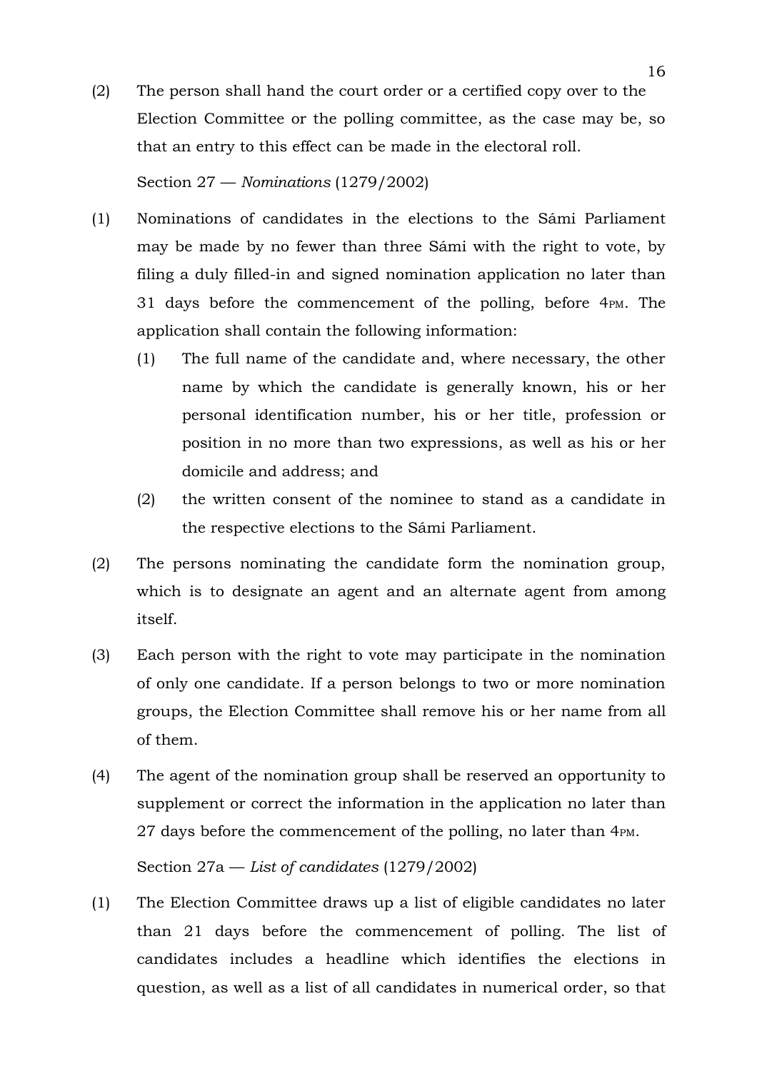(2) The person shall hand the court order or a certified copy over to the Election Committee or the polling committee, as the case may be, so that an entry to this effect can be made in the electoral roll.

Section 27 — *Nominations* (1279/2002)

(1) Nominations of candidates in the elections to the Sámi Parliament may be made by no fewer than three Sámi with the right to vote, by filing a duly filled-in and signed nomination application no later than 31 days before the commencement of the polling, before 4PM. The application shall contain the following information:

   (1) The full name of the candidate and, where necessary, the other name by which the candidate is generally known, his or her personal identification number, his or her title, profession or position in no more than two expressions, as well as his or her domicile and address; and

   (2) the written consent of the nominee to stand as a candidate in the respective elections to the Sámi Parliament.

(2) The persons nominating the candidate form the nomination group, which is to designate an agent and an alternate agent from among itself.

(3) Each person with the right to vote may participate in the nomination of only one candidate. If a person belongs to two or more nomination groups, the Election Committee shall remove his or her name from all of them.

(4) The agent of the nomination group shall be reserved an opportunity to supplement or correct the information in the application no later than 27 days before the commencement of the polling, no later than 4PM.

Section 27a — *List of candidates* (1279/2002)

(1) The Election Committee draws up a list of eligible candidates no later than 21 days before the commencement of polling. The list of candidates includes a headline which identifies the elections in question, as well as a list of all candidates in numerical order, so that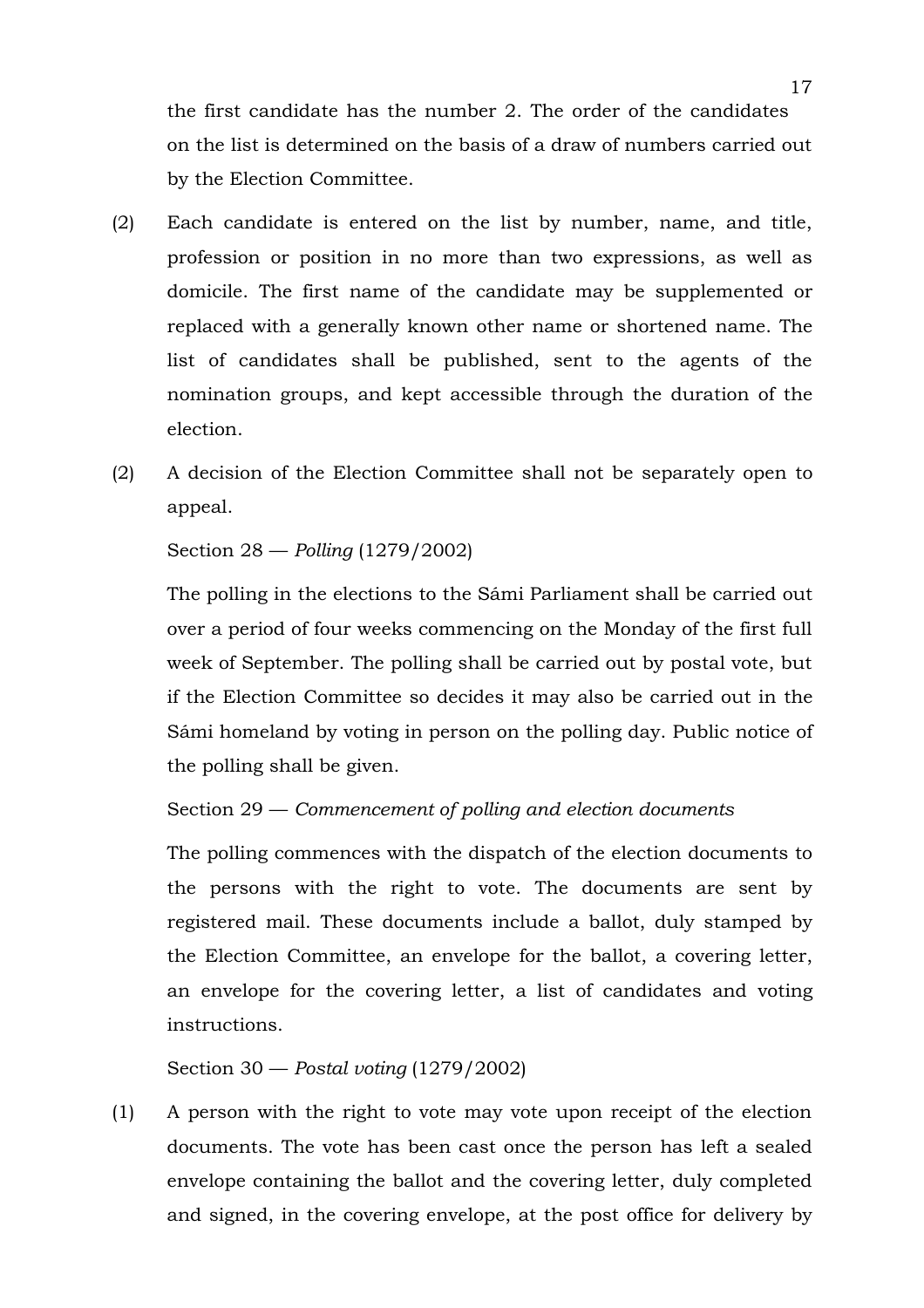the first candidate has the number 2. The order of the candidates on the list is determined on the basis of a draw of numbers carried out by the Election Committee.

(2) Each candidate is entered on the list by number, name, and title, profession or position in no more than two expressions, as well as domicile. The first name of the candidate may be supplemented or replaced with a generally known other name or shortened name. The list of candidates shall be published, sent to the agents of the nomination groups, and kept accessible through the duration of the election.

(2) A decision of the Election Committee shall not be separately open to appeal.

Section 28 — *Polling* (1279/2002)

The polling in the elections to the Sámi Parliament shall be carried out over a period of four weeks commencing on the Monday of the first full week of September. The polling shall be carried out by postal vote, but if the Election Committee so decides it may also be carried out in the Sámi homeland by voting in person on the polling day. Public notice of the polling shall be given.

Section 29 — *Commencement of polling and election documents*

The polling commences with the dispatch of the election documents to the persons with the right to vote. The documents are sent by registered mail. These documents include a ballot, duly stamped by the Election Committee, an envelope for the ballot, a covering letter, an envelope for the covering letter, a list of candidates and voting instructions.

Section 30 — *Postal voting* (1279/2002)

(1) A person with the right to vote may vote upon receipt of the election documents. The vote has been cast once the person has left a sealed envelope containing the ballot and the covering letter, duly completed and signed, in the covering envelope, at the post office for delivery by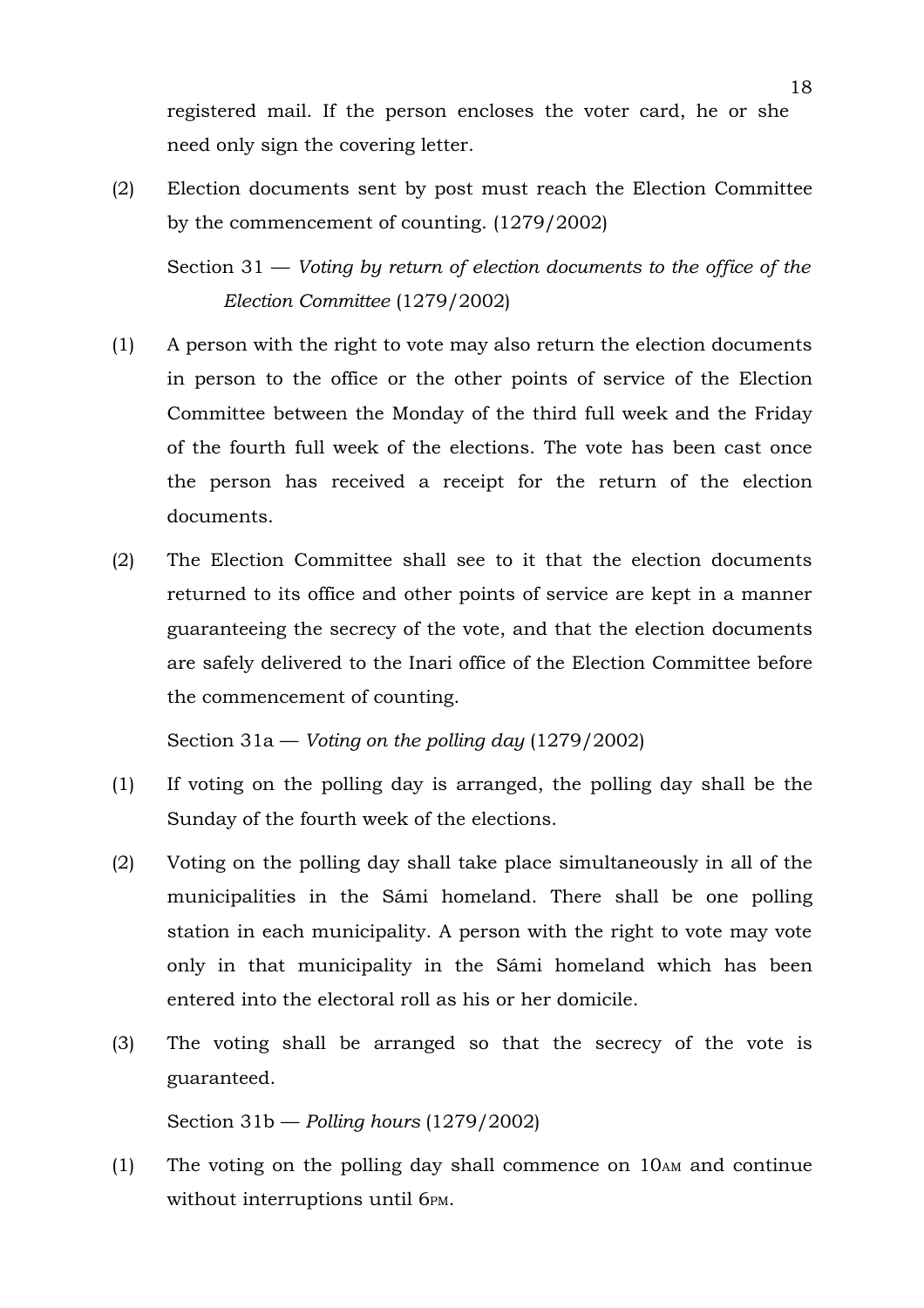registered mail. If the person encloses the voter card, he or she need only sign the covering letter.

(2) Election documents sent by post must reach the Election Committee by the commencement of counting. (1279/2002)

Section 31 — *Voting by return of election documents to the office of the Election Committee* (1279/2002)

(1) A person with the right to vote may also return the election documents in person to the office or the other points of service of the Election Committee between the Monday of the third full week and the Friday of the fourth full week of the elections. The vote has been cast once the person has received a receipt for the return of the election documents.

(2) The Election Committee shall see to it that the election documents returned to its office and other points of service are kept in a manner guaranteeing the secrecy of the vote, and that the election documents are safely delivered to the Inari office of the Election Committee before the commencement of counting.

Section 31a — *Voting on the polling day* (1279/2002)

(1) If voting on the polling day is arranged, the polling day shall be the Sunday of the fourth week of the elections.

(2) Voting on the polling day shall take place simultaneously in all of the municipalities in the Sámi homeland. There shall be one polling station in each municipality. A person with the right to vote may vote only in that municipality in the Sámi homeland which has been entered into the electoral roll as his or her domicile.

(3) The voting shall be arranged so that the secrecy of the vote is guaranteed.

Section 31b — *Polling hours* (1279/2002)

(1) The voting on the polling day shall commence on 10AM and continue without interruptions until 6PM.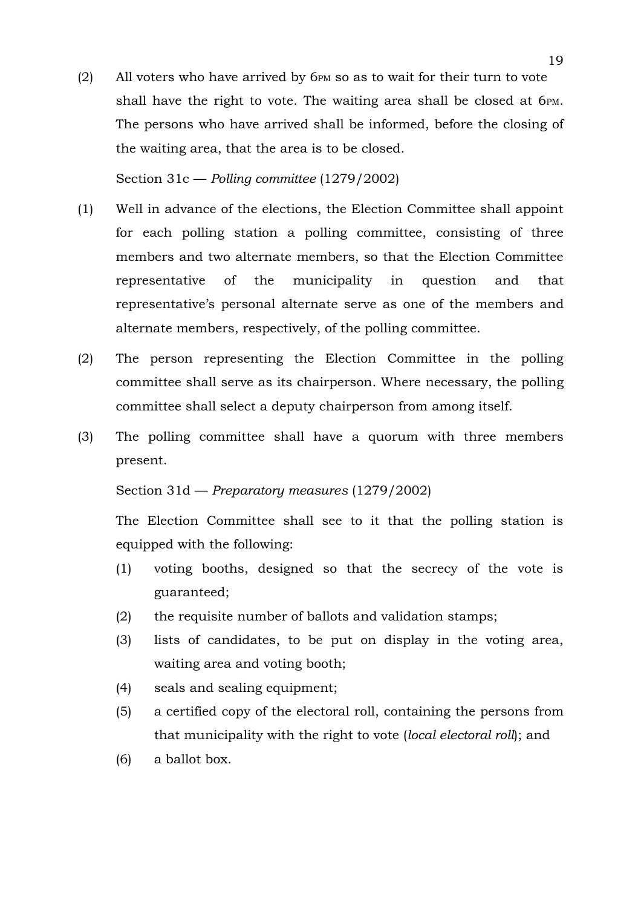(2) All voters who have arrived by 6PM so as to wait for their turn to vote shall have the right to vote. The waiting area shall be closed at 6PM. The persons who have arrived shall be informed, before the closing of the waiting area, that the area is to be closed.

Section 31c — *Polling committee* (1279/2002)

(1) Well in advance of the elections, the Election Committee shall appoint for each polling station a polling committee, consisting of three members and two alternate members, so that the Election Committee representative of the municipality in question and that representative's personal alternate serve as one of the members and alternate members, respectively, of the polling committee.

(2) The person representing the Election Committee in the polling committee shall serve as its chairperson. Where necessary, the polling committee shall select a deputy chairperson from among itself.

(3) The polling committee shall have a quorum with three members present.

Section 31d — *Preparatory measures* (1279/2002)

The Election Committee shall see to it that the polling station is equipped with the following:

(1) voting booths, designed so that the secrecy of the vote is guaranteed;

(2) the requisite number of ballots and validation stamps;

(3) lists of candidates, to be put on display in the voting area, waiting area and voting booth;

(4) seals and sealing equipment;

(5) a certified copy of the electoral roll, containing the persons from that municipality with the right to vote (*local electoral roll*); and

(6) a ballot box.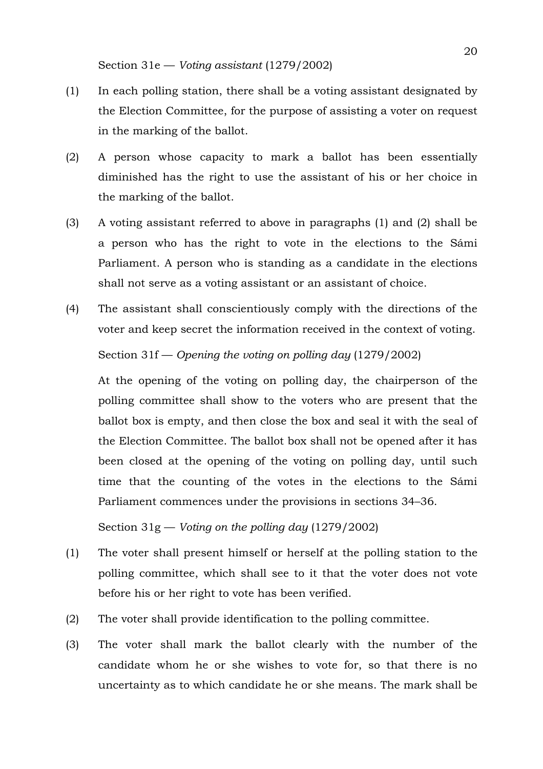Section 31e — *Voting assistant* (1279/2002)

(1) In each polling station, there shall be a voting assistant designated by the Election Committee, for the purpose of assisting a voter on request in the marking of the ballot.

(2) A person whose capacity to mark a ballot has been essentially diminished has the right to use the assistant of his or her choice in the marking of the ballot.

(3) A voting assistant referred to above in paragraphs (1) and (2) shall be a person who has the right to vote in the elections to the Sámi Parliament. A person who is standing as a candidate in the elections shall not serve as a voting assistant or an assistant of choice.

(4) The assistant shall conscientiously comply with the directions of the voter and keep secret the information received in the context of voting.

Section 31f — *Opening the voting on polling day* (1279/2002)

At the opening of the voting on polling day, the chairperson of the polling committee shall show to the voters who are present that the ballot box is empty, and then close the box and seal it with the seal of the Election Committee. The ballot box shall not be opened after it has been closed at the opening of the voting on polling day, until such time that the counting of the votes in the elections to the Sámi Parliament commences under the provisions in sections 34–36.

Section 31g — *Voting on the polling day* (1279/2002)

(1) The voter shall present himself or herself at the polling station to the polling committee, which shall see to it that the voter does not vote before his or her right to vote has been verified.

(2) The voter shall provide identification to the polling committee.

(3) The voter shall mark the ballot clearly with the number of the candidate whom he or she wishes to vote for, so that there is no uncertainty as to which candidate he or she means. The mark shall be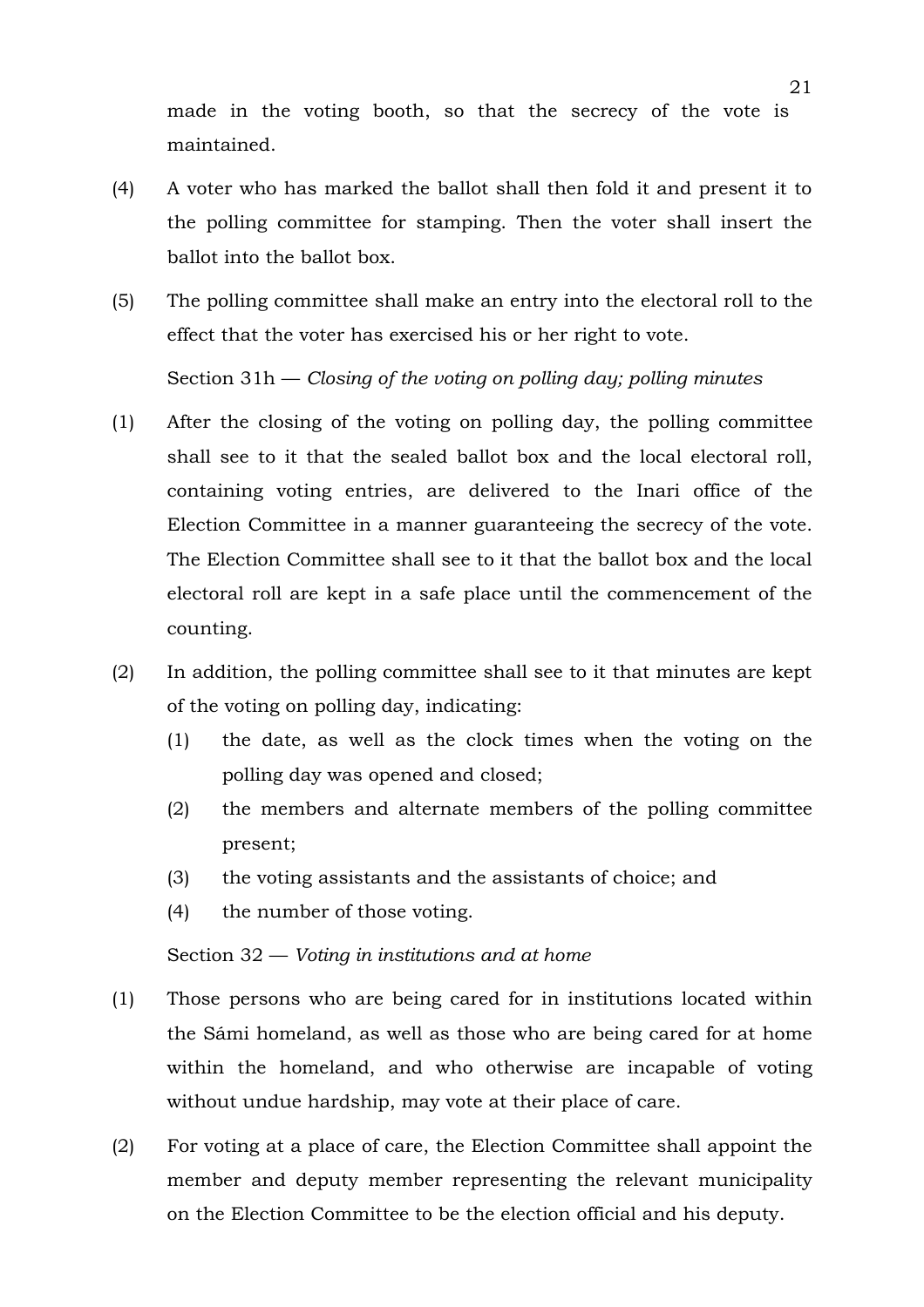made in the voting booth, so that the secrecy of the vote is maintained.

(4) A voter who has marked the ballot shall then fold it and present it to the polling committee for stamping. Then the voter shall insert the ballot into the ballot box.

(5) The polling committee shall make an entry into the electoral roll to the effect that the voter has exercised his or her right to vote.

Section 31h — *Closing of the voting on polling day; polling minutes*

(1) After the closing of the voting on polling day, the polling committee shall see to it that the sealed ballot box and the local electoral roll, containing voting entries, are delivered to the Inari office of the Election Committee in a manner guaranteeing the secrecy of the vote. The Election Committee shall see to it that the ballot box and the local electoral roll are kept in a safe place until the commencement of the counting.

(2) In addition, the polling committee shall see to it that minutes are kept of the voting on polling day, indicating:

   (1) the date, as well as the clock times when the voting on the polling day was opened and closed;

   (2) the members and alternate members of the polling committee present;

   (3) the voting assistants and the assistants of choice; and

   (4) the number of those voting.

Section 32 — *Voting in institutions and at home*

(1) Those persons who are being cared for in institutions located within the Sámi homeland, as well as those who are being cared for at home within the homeland, and who otherwise are incapable of voting without undue hardship, may vote at their place of care.

(2) For voting at a place of care, the Election Committee shall appoint the member and deputy member representing the relevant municipality on the Election Committee to be the election official and his deputy.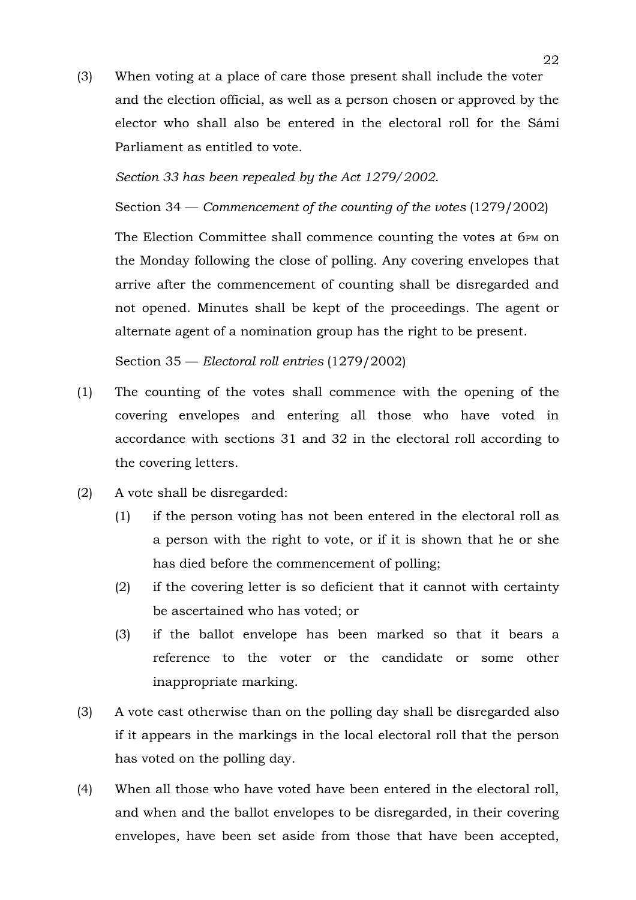(3) When voting at a place of care those present shall include the voter and the election official, as well as a person chosen or approved by the elector who shall also be entered in the electoral roll for the Sámi Parliament as entitled to vote.

*Section 33 has been repealed by the Act 1279/2002.*

Section 34 — *Commencement of the counting of the votes* (1279/2002)

The Election Committee shall commence counting the votes at 6PM on the Monday following the close of polling. Any covering envelopes that arrive after the commencement of counting shall be disregarded and not opened. Minutes shall be kept of the proceedings. The agent or alternate agent of a nomination group has the right to be present.

Section 35 — *Electoral roll entries* (1279/2002)

(1) The counting of the votes shall commence with the opening of the covering envelopes and entering all those who have voted in accordance with sections 31 and 32 in the electoral roll according to the covering letters.

(2) A vote shall be disregarded:

  (1) if the person voting has not been entered in the electoral roll as a person with the right to vote, or if it is shown that he or she has died before the commencement of polling;

  (2) if the covering letter is so deficient that it cannot with certainty be ascertained who has voted; or

  (3) if the ballot envelope has been marked so that it bears a reference to the voter or the candidate or some other inappropriate marking.

(3) A vote cast otherwise than on the polling day shall be disregarded also if it appears in the markings in the local electoral roll that the person has voted on the polling day.

(4) When all those who have voted have been entered in the electoral roll, and when and the ballot envelopes to be disregarded, in their covering envelopes, have been set aside from those that have been accepted,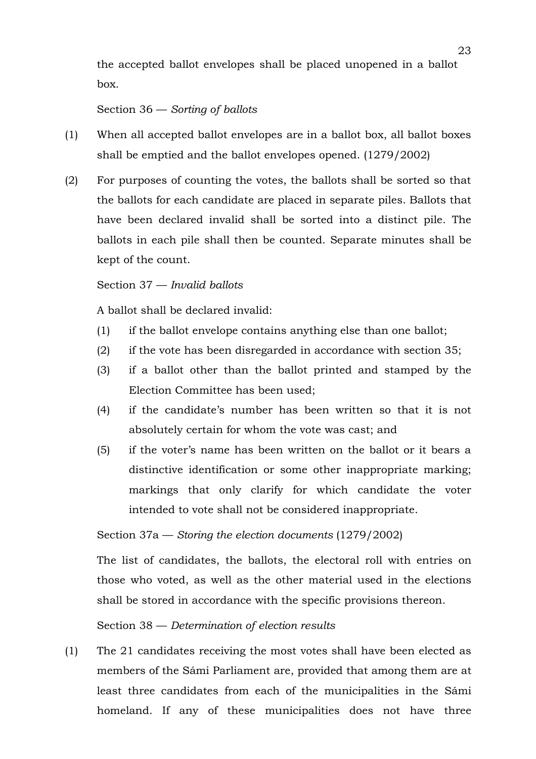the accepted ballot envelopes shall be placed unopened in a ballot box.

Section 36 — *Sorting of ballots*

(1) When all accepted ballot envelopes are in a ballot box, all ballot boxes shall be emptied and the ballot envelopes opened. (1279/2002)

(2) For purposes of counting the votes, the ballots shall be sorted so that the ballots for each candidate are placed in separate piles. Ballots that have been declared invalid shall be sorted into a distinct pile. The ballots in each pile shall then be counted. Separate minutes shall be kept of the count.

Section 37 — *Invalid ballots*

A ballot shall be declared invalid:

(1) if the ballot envelope contains anything else than one ballot;

(2) if the vote has been disregarded in accordance with section 35;

(3) if a ballot other than the ballot printed and stamped by the Election Committee has been used;

(4) if the candidate's number has been written so that it is not absolutely certain for whom the vote was cast; and

(5) if the voter's name has been written on the ballot or it bears a distinctive identification or some other inappropriate marking; markings that only clarify for which candidate the voter intended to vote shall not be considered inappropriate.

Section 37a — *Storing the election documents* (1279/2002)

The list of candidates, the ballots, the electoral roll with entries on those who voted, as well as the other material used in the elections shall be stored in accordance with the specific provisions thereon.

Section 38 — *Determination of election results*

(1) The 21 candidates receiving the most votes shall have been elected as members of the Sámi Parliament are, provided that among them are at least three candidates from each of the municipalities in the Sámi homeland. If any of these municipalities does not have three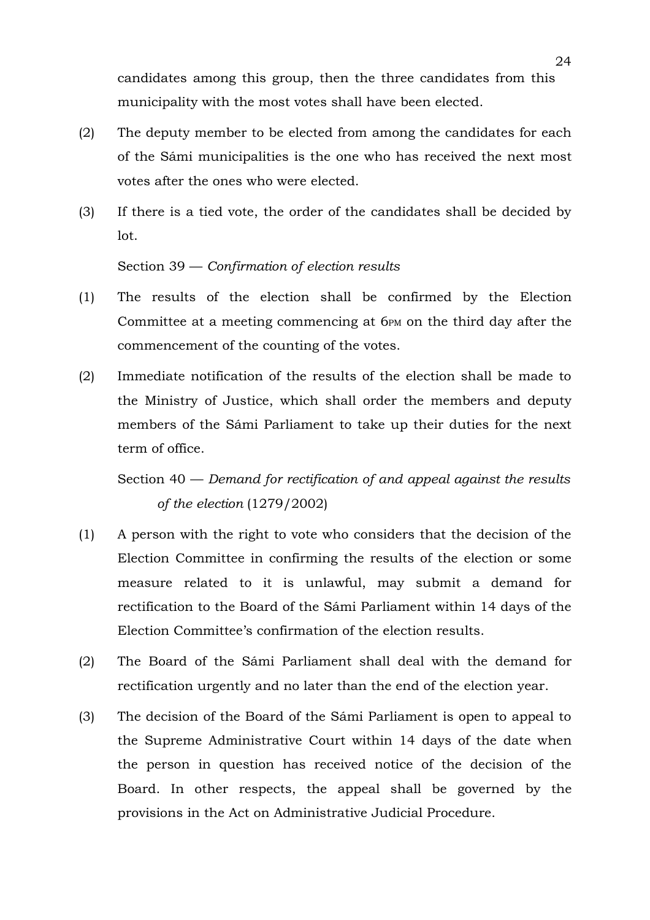candidates among this group, then the three candidates from this municipality with the most votes shall have been elected.

(2) The deputy member to be elected from among the candidates for each of the Sámi municipalities is the one who has received the next most votes after the ones who were elected.

(3) If there is a tied vote, the order of the candidates shall be decided by lot.

Section 39 — *Confirmation of election results*

(1) The results of the election shall be confirmed by the Election Committee at a meeting commencing at 6PM on the third day after the commencement of the counting of the votes.

(2) Immediate notification of the results of the election shall be made to the Ministry of Justice, which shall order the members and deputy members of the Sámi Parliament to take up their duties for the next term of office.

Section 40 — *Demand for rectification of and appeal against the results of the election* (1279/2002)

(1) A person with the right to vote who considers that the decision of the Election Committee in confirming the results of the election or some measure related to it is unlawful, may submit a demand for rectification to the Board of the Sámi Parliament within 14 days of the Election Committee's confirmation of the election results.

(2) The Board of the Sámi Parliament shall deal with the demand for rectification urgently and no later than the end of the election year.

(3) The decision of the Board of the Sámi Parliament is open to appeal to the Supreme Administrative Court within 14 days of the date when the person in question has received notice of the decision of the Board. In other respects, the appeal shall be governed by the provisions in the Act on Administrative Judicial Procedure.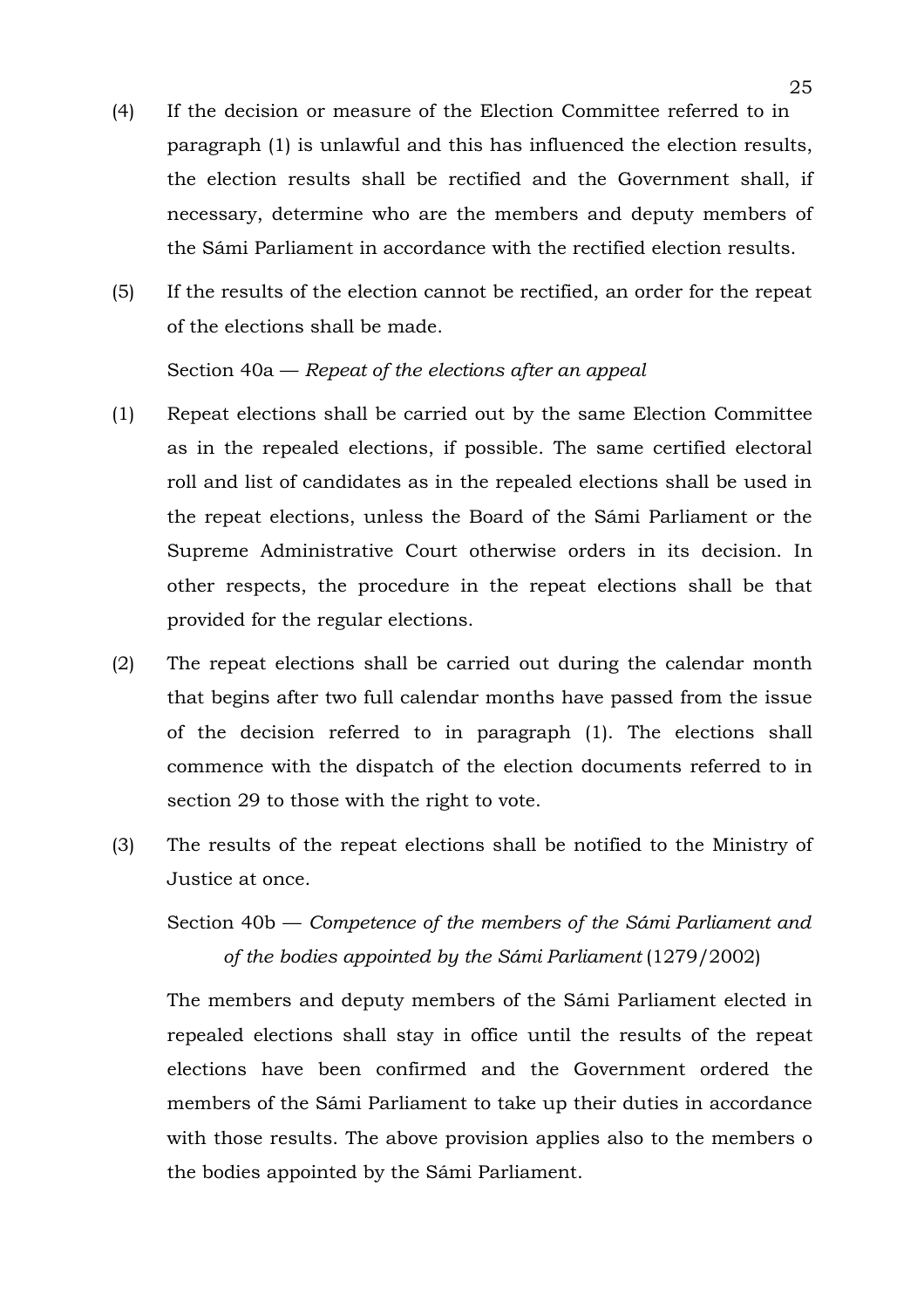(4) If the decision or measure of the Election Committee referred to in paragraph (1) is unlawful and this has influenced the election results, the election results shall be rectified and the Government shall, if necessary, determine who are the members and deputy members of the Sámi Parliament in accordance with the rectified election results.

(5) If the results of the election cannot be rectified, an order for the repeat of the elections shall be made.

Section 40a — *Repeat of the elections after an appeal*

(1) Repeat elections shall be carried out by the same Election Committee as in the repealed elections, if possible. The same certified electoral roll and list of candidates as in the repealed elections shall be used in the repeat elections, unless the Board of the Sámi Parliament or the Supreme Administrative Court otherwise orders in its decision. In other respects, the procedure in the repeat elections shall be that provided for the regular elections.

(2) The repeat elections shall be carried out during the calendar month that begins after two full calendar months have passed from the issue of the decision referred to in paragraph (1). The elections shall commence with the dispatch of the election documents referred to in section 29 to those with the right to vote.

(3) The results of the repeat elections shall be notified to the Ministry of Justice at once.

Section 40b — *Competence of the members of the Sámi Parliament and of the bodies appointed by the Sámi Parliament* (1279/2002)

The members and deputy members of the Sámi Parliament elected in repealed elections shall stay in office until the results of the repeat elections have been confirmed and the Government ordered the members of the Sámi Parliament to take up their duties in accordance with those results. The above provision applies also to the members o the bodies appointed by the Sámi Parliament.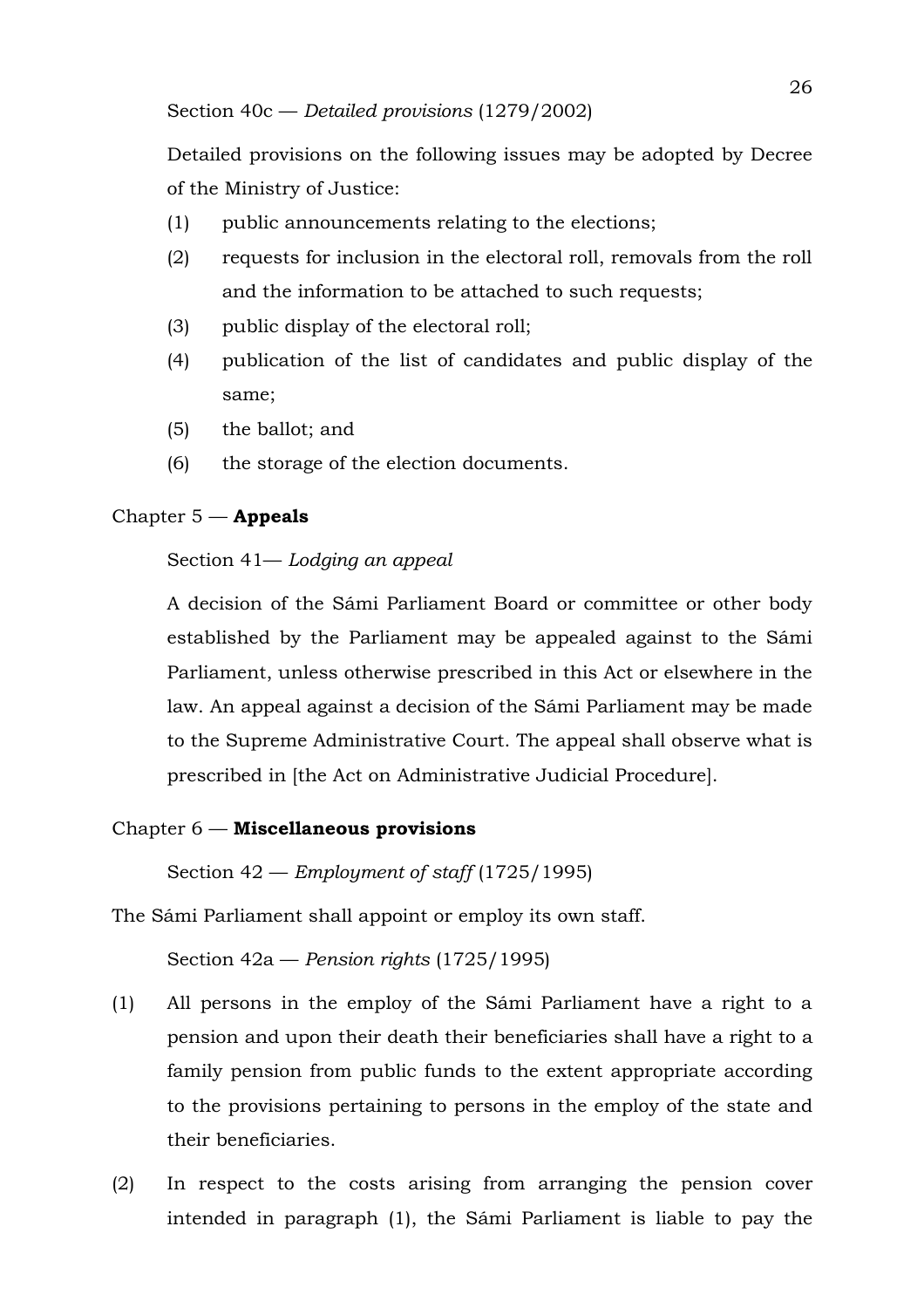Section 40c — *Detailed provisions* (1279/2002)

Detailed provisions on the following issues may be adopted by Decree of the Ministry of Justice:

(1) public announcements relating to the elections;

(2) requests for inclusion in the electoral roll, removals from the roll and the information to be attached to such requests;

(3) public display of the electoral roll;

(4) publication of the list of candidates and public display of the same;

(5) the ballot; and

(6) the storage of the election documents.

## Chapter 5 — **Appeals**

Section 41— *Lodging an appeal*

A decision of the Sámi Parliament Board or committee or other body established by the Parliament may be appealed against to the Sámi Parliament, unless otherwise prescribed in this Act or elsewhere in the law. An appeal against a decision of the Sámi Parliament may be made to the Supreme Administrative Court. The appeal shall observe what is prescribed in [the Act on Administrative Judicial Procedure].

## Chapter 6 — **Miscellaneous provisions**

Section 42 — *Employment of staff* (1725/1995)

The Sámi Parliament shall appoint or employ its own staff.

Section 42a — *Pension rights* (1725/1995)

(1) All persons in the employ of the Sámi Parliament have a right to a pension and upon their death their beneficiaries shall have a right to a family pension from public funds to the extent appropriate according to the provisions pertaining to persons in the employ of the state and their beneficiaries.

(2) In respect to the costs arising from arranging the pension cover intended in paragraph (1), the Sámi Parliament is liable to pay the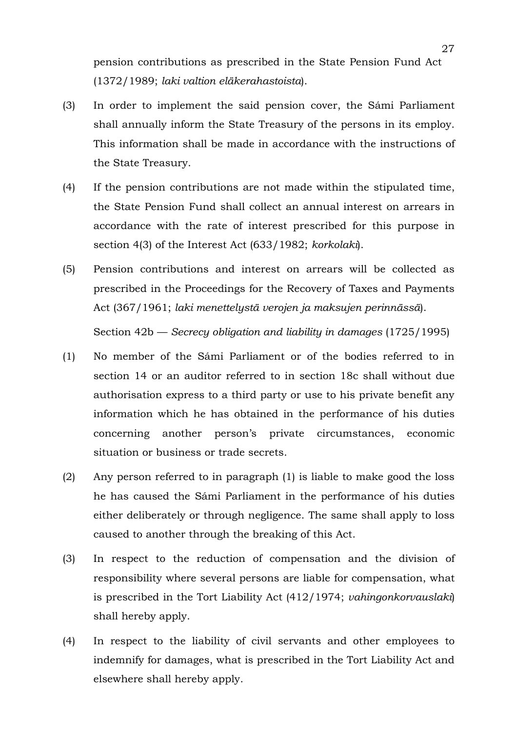pension contributions as prescribed in the State Pension Fund Act (1372/1989; *laki valtion eläkerahastoista*).

(3) In order to implement the said pension cover, the Sámi Parliament shall annually inform the State Treasury of the persons in its employ. This information shall be made in accordance with the instructions of the State Treasury.

(4) If the pension contributions are not made within the stipulated time, the State Pension Fund shall collect an annual interest on arrears in accordance with the rate of interest prescribed for this purpose in section 4(3) of the Interest Act (633/1982; *korkolaki*).

(5) Pension contributions and interest on arrears will be collected as prescribed in the Proceedings for the Recovery of Taxes and Payments Act (367/1961; *laki menettelystä verojen ja maksujen perinnässä*).

Section 42b — *Secrecy obligation and liability in damages* (1725/1995)

(1) No member of the Sámi Parliament or of the bodies referred to in section 14 or an auditor referred to in section 18c shall without due authorisation express to a third party or use to his private benefit any information which he has obtained in the performance of his duties concerning another person's private circumstances, economic situation or business or trade secrets.

(2) Any person referred to in paragraph (1) is liable to make good the loss he has caused the Sámi Parliament in the performance of his duties either deliberately or through negligence. The same shall apply to loss caused to another through the breaking of this Act.

(3) In respect to the reduction of compensation and the division of responsibility where several persons are liable for compensation, what is prescribed in the Tort Liability Act (412/1974; *vahingonkorvauslaki*) shall hereby apply.

(4) In respect to the liability of civil servants and other employees to indemnify for damages, what is prescribed in the Tort Liability Act and elsewhere shall hereby apply.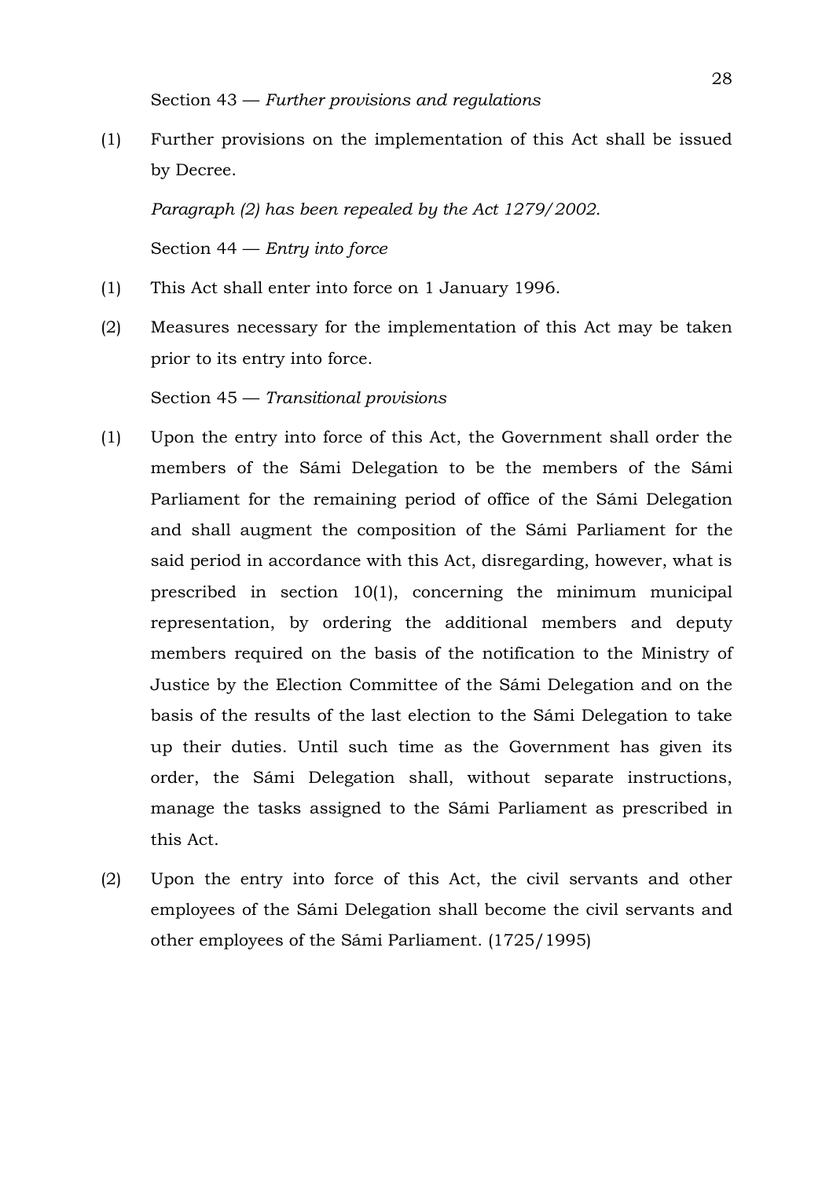Section 43 — *Further provisions and regulations*

(1) Further provisions on the implementation of this Act shall be issued by Decree.

*Paragraph (2) has been repealed by the Act 1279/2002.*

Section 44 — *Entry into force*

(1) This Act shall enter into force on 1 January 1996.

(2) Measures necessary for the implementation of this Act may be taken prior to its entry into force.

Section 45 — *Transitional provisions*

(1) Upon the entry into force of this Act, the Government shall order the members of the Sámi Delegation to be the members of the Sámi Parliament for the remaining period of office of the Sámi Delegation and shall augment the composition of the Sámi Parliament for the said period in accordance with this Act, disregarding, however, what is prescribed in section 10(1), concerning the minimum municipal representation, by ordering the additional members and deputy members required on the basis of the notification to the Ministry of Justice by the Election Committee of the Sámi Delegation and on the basis of the results of the last election to the Sámi Delegation to take up their duties. Until such time as the Government has given its order, the Sámi Delegation shall, without separate instructions, manage the tasks assigned to the Sámi Parliament as prescribed in this Act.

(2) Upon the entry into force of this Act, the civil servants and other employees of the Sámi Delegation shall become the civil servants and other employees of the Sámi Parliament. (1725/1995)